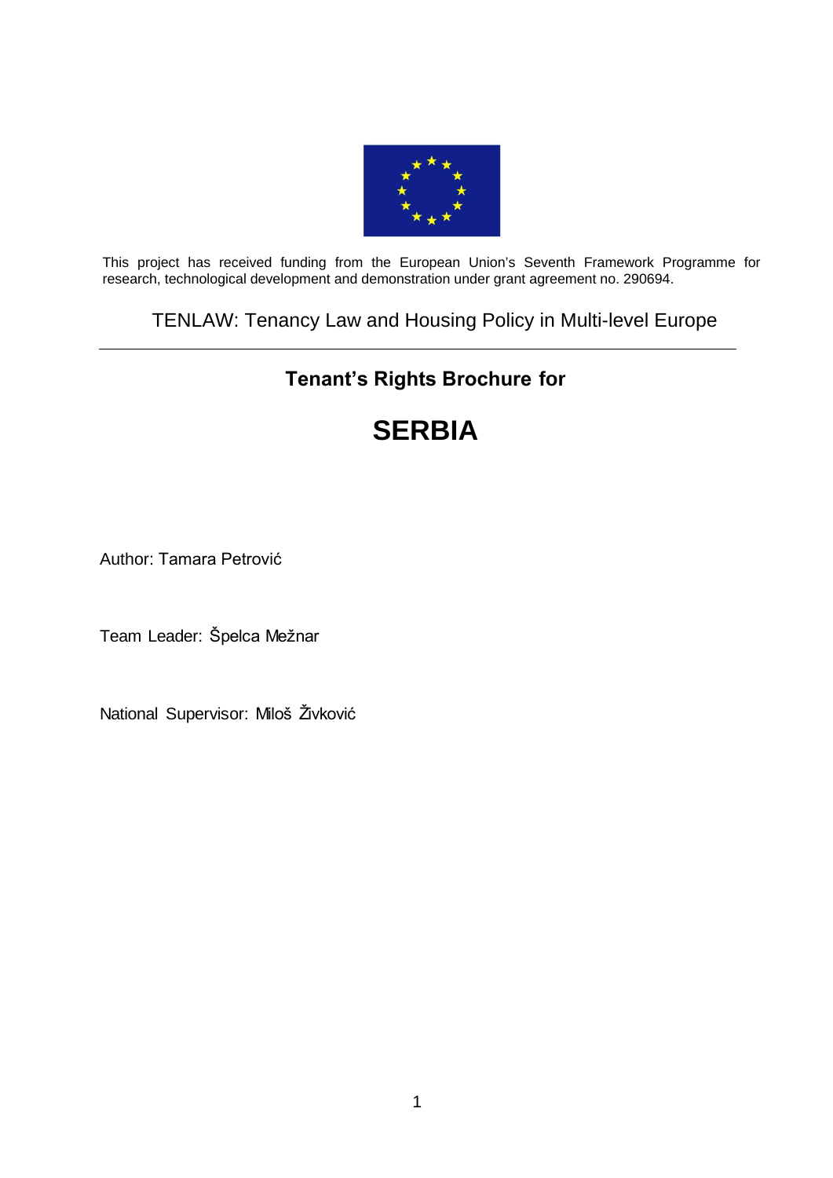This project has received funding from the European Union's Seventh Framework Programme for research, technological development and demonstration under grant agreement no. 290694.

TENLAW: Tenancy Law and Housing Policy in Multi-level Europe

---

## Tenant's Rights Brochure for

# SERBIA

Author: Tamara Petrović

Team Leader: Špelca Mežnar

National Supervisor: Miloš Živković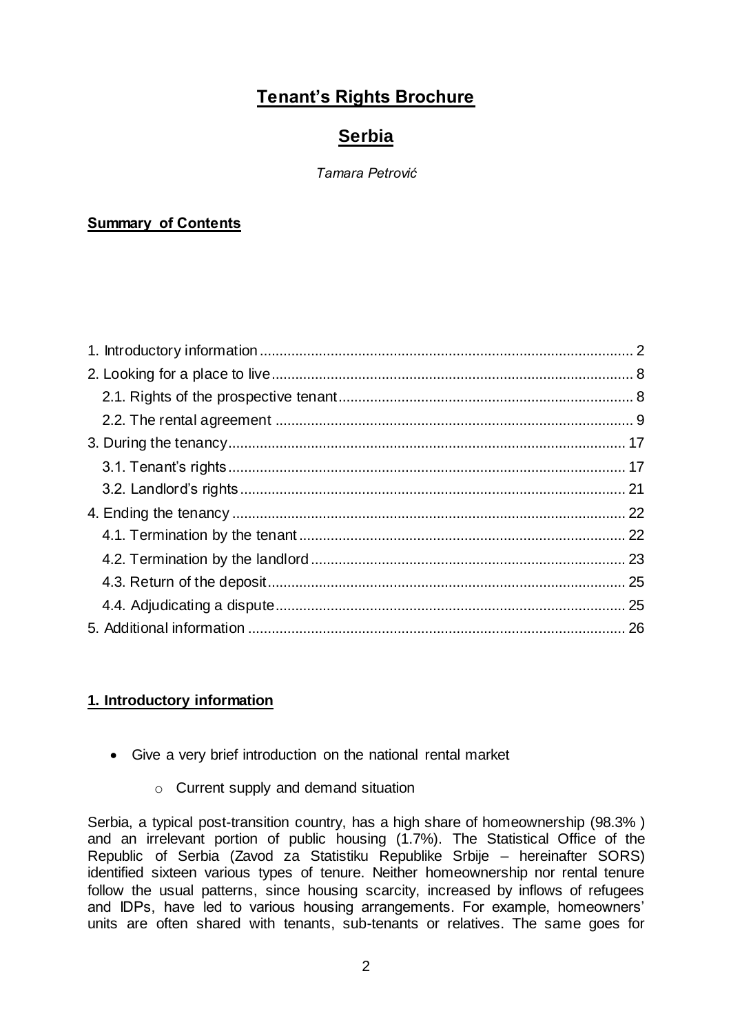# Tenant's Rights Brochure

## Serbia

*Tamara Petrović*

**Summary of Contents**

1. Introductory information .... 2
2. Looking for a place to live .... 8
   - 2.1. Rights of the prospective tenant .... 8
   - 2.2. The rental agreement .... 9
3. During the tenancy .... 17
   - 3.1. Tenant's rights .... 17
   - 3.2. Landlord's rights .... 21
4. Ending the tenancy .... 22
   - 4.1. Termination by the tenant .... 22
   - 4.2. Termination by the landlord .... 23
   - 4.3. Return of the deposit .... 25
   - 4.4. Adjudicating a dispute .... 25
5. Additional information .... 26

### 1. Introductory information

- Give a very brief introduction on the national rental market
  - Current supply and demand situation

Serbia, a typical post-transition country, has a high share of homeownership (98.3% ) and an irrelevant portion of public housing (1.7%). The Statistical Office of the Republic of Serbia (Zavod za Statistiku Republike Srbije – hereinafter SORS) identified sixteen various types of tenure. Neither homeownership nor rental tenure follow the usual patterns, since housing scarcity, increased by inflows of refugees and IDPs, have led to various housing arrangements. For example, homeowners' units are often shared with tenants, sub-tenants or relatives. The same goes for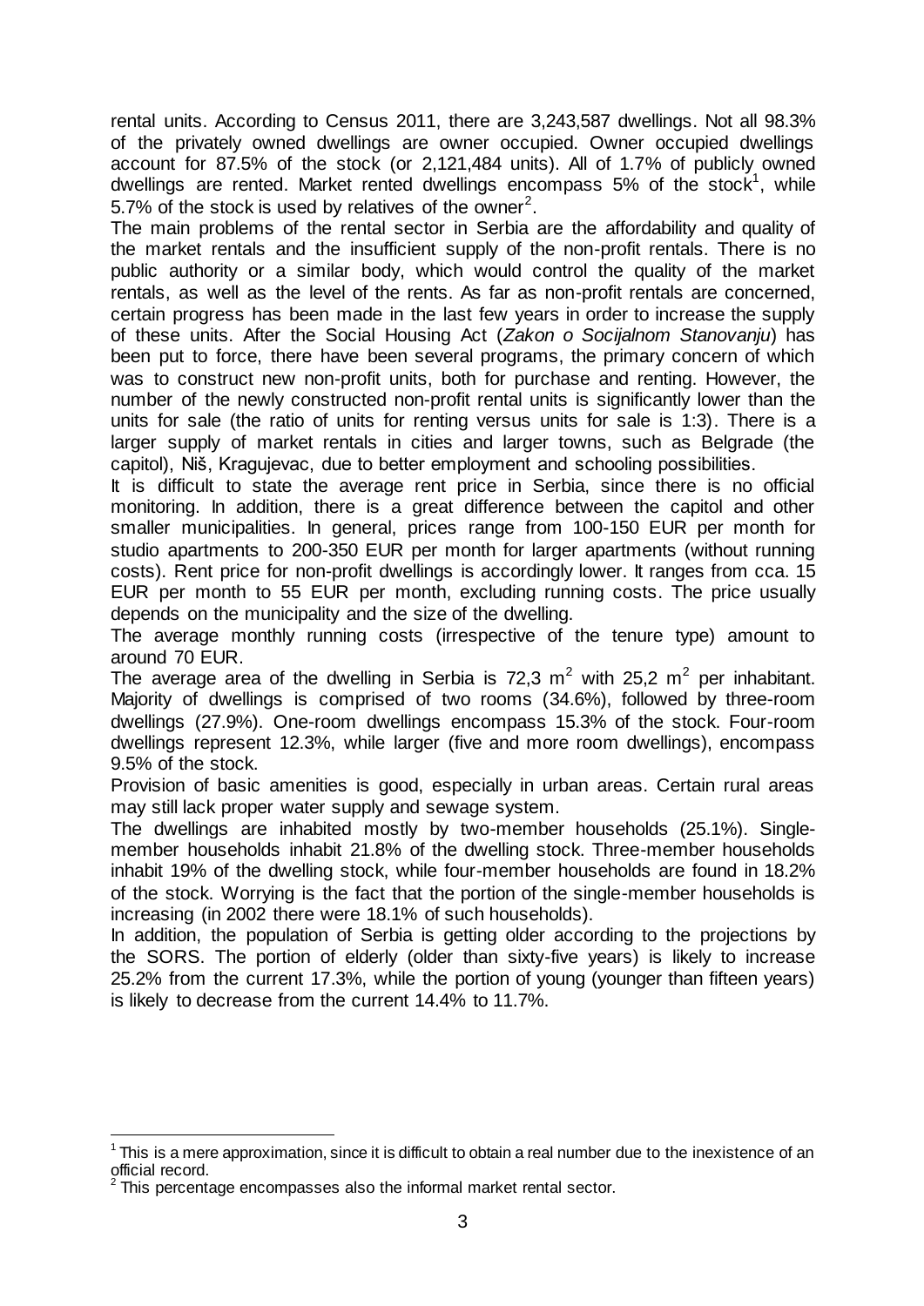rental units. According to Census 2011, there are 3,243,587 dwellings. Not all 98.3% of the privately owned dwellings are owner occupied. Owner occupied dwellings account for 87.5% of the stock (or 2,121,484 units). All of 1.7% of publicly owned dwellings are rented. Market rented dwellings encompass 5% of the stock[1], while 5.7% of the stock is used by relatives of the owner[2].

The main problems of the rental sector in Serbia are the affordability and quality of the market rentals and the insufficient supply of the non-profit rentals. There is no public authority or a similar body, which would control the quality of the market rentals, as well as the level of the rents. As far as non-profit rentals are concerned, certain progress has been made in the last few years in order to increase the supply of these units. After the Social Housing Act (*Zakon o Socijalnom Stanovanju*) has been put to force, there have been several programs, the primary concern of which was to construct new non-profit units, both for purchase and renting. However, the number of the newly constructed non-profit rental units is significantly lower than the units for sale (the ratio of units for renting versus units for sale is 1:3). There is a larger supply of market rentals in cities and larger towns, such as Belgrade (the capitol), Niš, Kragujevac, due to better employment and schooling possibilities.

It is difficult to state the average rent price in Serbia, since there is no official monitoring. In addition, there is a great difference between the capitol and other smaller municipalities. In general, prices range from 100-150 EUR per month for studio apartments to 200-350 EUR per month for larger apartments (without running costs). Rent price for non-profit dwellings is accordingly lower. It ranges from cca. 15 EUR per month to 55 EUR per month, excluding running costs. The price usually depends on the municipality and the size of the dwelling.

The average monthly running costs (irrespective of the tenure type) amount to around 70 EUR.

The average area of the dwelling in Serbia is 72,3 $m^2$ with 25,2 $m^2$ per inhabitant. Majority of dwellings is comprised of two rooms (34.6%), followed by three-room dwellings (27.9%). One-room dwellings encompass 15.3% of the stock. Four-room dwellings represent 12.3%, while larger (five and more room dwellings), encompass 9.5% of the stock.

Provision of basic amenities is good, especially in urban areas. Certain rural areas may still lack proper water supply and sewage system.

The dwellings are inhabited mostly by two-member households (25.1%). Single-member households inhabit 21.8% of the dwelling stock. Three-member households inhabit 19% of the dwelling stock, while four-member households are found in 18.2% of the stock. Worrying is the fact that the portion of the single-member households is increasing (in 2002 there were 18.1% of such households).

In addition, the population of Serbia is getting older according to the projections by the SORS. The portion of elderly (older than sixty-five years) is likely to increase 25.2% from the current 17.3%, while the portion of young (younger than fifteen years) is likely to decrease from the current 14.4% to 11.7%.

[1] This is a mere approximation, since it is difficult to obtain a real number due to the inexistence of an official record.

[2] This percentage encompasses also the informal market rental sector.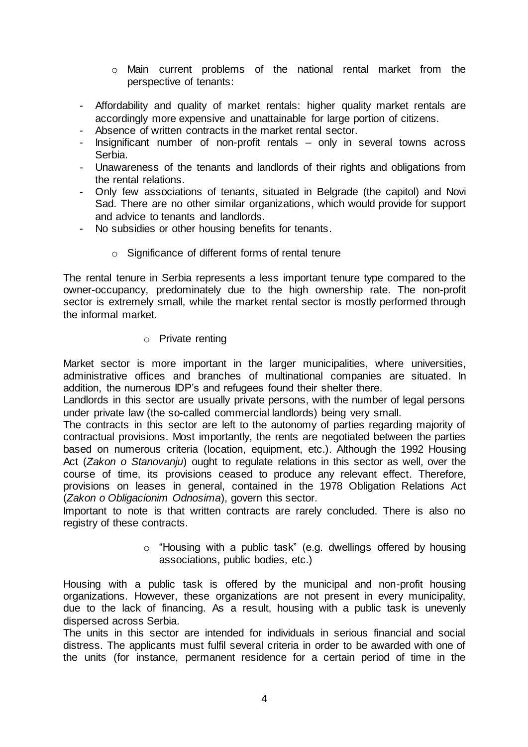- Main current problems of the national rental market from the perspective of tenants:

- Affordability and quality of market rentals: higher quality market rentals are accordingly more expensive and unattainable for large portion of citizens.
- Absence of written contracts in the market rental sector.
- Insignificant number of non-profit rentals – only in several towns across Serbia.
- Unawareness of the tenants and landlords of their rights and obligations from the rental relations.
- Only few associations of tenants, situated in Belgrade (the capitol) and Novi Sad. There are no other similar organizations, which would provide for support and advice to tenants and landlords.
- No subsidies or other housing benefits for tenants.

  - Significance of different forms of rental tenure

The rental tenure in Serbia represents a less important tenure type compared to the owner-occupancy, predominately due to the high ownership rate. The non-profit sector is extremely small, while the market rental sector is mostly performed through the informal market.

  - Private renting

Market sector is more important in the larger municipalities, where universities, administrative offices and branches of multinational companies are situated. In addition, the numerous IDP's and refugees found their shelter there.

Landlords in this sector are usually private persons, with the number of legal persons under private law (the so-called commercial landlords) being very small.

The contracts in this sector are left to the autonomy of parties regarding majority of contractual provisions. Most importantly, the rents are negotiated between the parties based on numerous criteria (location, equipment, etc.). Although the 1992 Housing Act (*Zakon o Stanovanju*) ought to regulate relations in this sector as well, over the course of time, its provisions ceased to produce any relevant effect. Therefore, provisions on leases in general, contained in the 1978 Obligation Relations Act (*Zakon o Obligacionim Odnosima*), govern this sector.

Important to note is that written contracts are rarely concluded. There is also no registry of these contracts.

  - "Housing with a public task" (e.g. dwellings offered by housing associations, public bodies, etc.)

Housing with a public task is offered by the municipal and non-profit housing organizations. However, these organizations are not present in every municipality, due to the lack of financing. As a result, housing with a public task is unevenly dispersed across Serbia.

The units in this sector are intended for individuals in serious financial and social distress. The applicants must fulfil several criteria in order to be awarded with one of the units (for instance, permanent residence for a certain period of time in the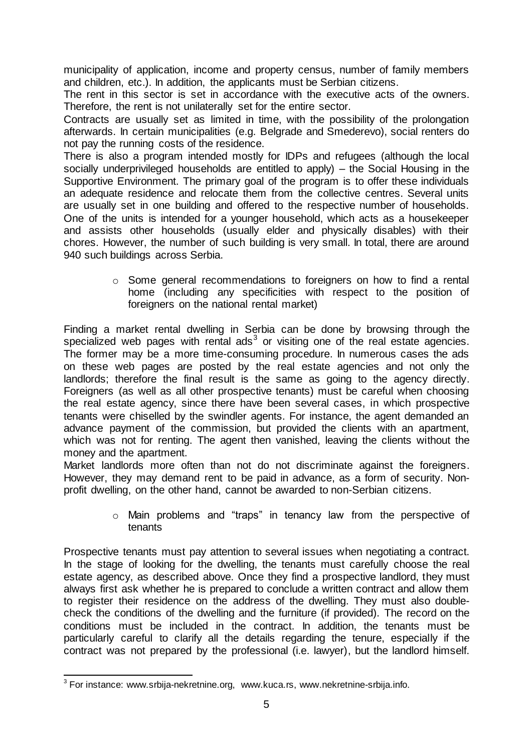municipality of application, income and property census, number of family members and children, etc.). In addition, the applicants must be Serbian citizens.

The rent in this sector is set in accordance with the executive acts of the owners. Therefore, the rent is not unilaterally set for the entire sector.

Contracts are usually set as limited in time, with the possibility of the prolongation afterwards. In certain municipalities (e.g. Belgrade and Smederevo), social renters do not pay the running costs of the residence.

There is also a program intended mostly for IDPs and refugees (although the local socially underprivileged households are entitled to apply) – the Social Housing in the Supportive Environment. The primary goal of the program is to offer these individuals an adequate residence and relocate them from the collective centres. Several units are usually set in one building and offered to the respective number of households. One of the units is intended for a younger household, which acts as a housekeeper and assists other households (usually elder and physically disables) with their chores. However, the number of such building is very small. In total, there are around 940 such buildings across Serbia.

- Some general recommendations to foreigners on how to find a rental home (including any specificities with respect to the position of foreigners on the national rental market)

Finding a market rental dwelling in Serbia can be done by browsing through the specialized web pages with rental ads[3] or visiting one of the real estate agencies. The former may be a more time-consuming procedure. In numerous cases the ads on these web pages are posted by the real estate agencies and not only the landlords; therefore the final result is the same as going to the agency directly. Foreigners (as well as all other prospective tenants) must be careful when choosing the real estate agency, since there have been several cases, in which prospective tenants were chiselled by the swindler agents. For instance, the agent demanded an advance payment of the commission, but provided the clients with an apartment, which was not for renting. The agent then vanished, leaving the clients without the money and the apartment.

Market landlords more often than not do not discriminate against the foreigners. However, they may demand rent to be paid in advance, as a form of security. Non-profit dwelling, on the other hand, cannot be awarded to non-Serbian citizens.

- Main problems and "traps" in tenancy law from the perspective of tenants

Prospective tenants must pay attention to several issues when negotiating a contract. In the stage of looking for the dwelling, the tenants must carefully choose the real estate agency, as described above. Once they find a prospective landlord, they must always first ask whether he is prepared to conclude a written contract and allow them to register their residence on the address of the dwelling. They must also double-check the conditions of the dwelling and the furniture (if provided). The record on the conditions must be included in the contract. In addition, the tenants must be particularly careful to clarify all the details regarding the tenure, especially if the contract was not prepared by the professional (i.e. lawyer), but the landlord himself.

[3] For instance: www.srbija-nekretnine.org, www.kuca.rs, www.nekretnine-srbija.info.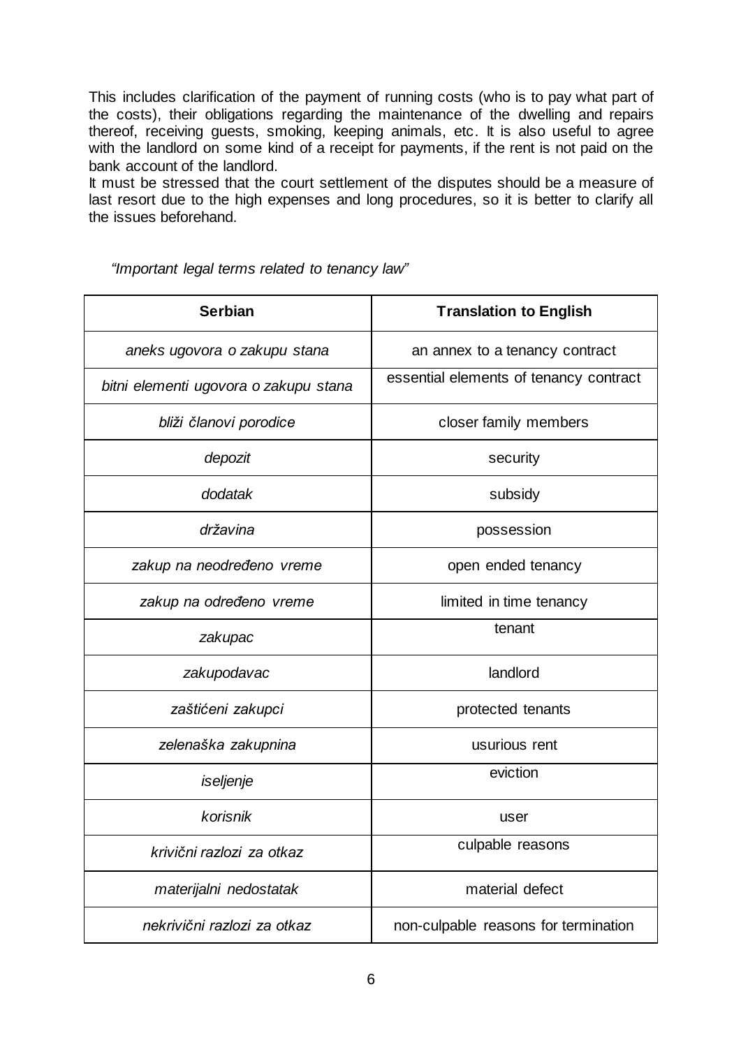This includes clarification of the payment of running costs (who is to pay what part of the costs), their obligations regarding the maintenance of the dwelling and repairs thereof, receiving guests, smoking, keeping animals, etc. It is also useful to agree with the landlord on some kind of a receipt for payments, if the rent is not paid on the bank account of the landlord.

It must be stressed that the court settlement of the disputes should be a measure of last resort due to the high expenses and long procedures, so it is better to clarify all the issues beforehand.

*"Important legal terms related to tenancy law"*

| **Serbian** | **Translation to English** |
|---|---|
| *aneks ugovora o zakupu stana* | an annex to a tenancy contract |
| *bitni elementi ugovora o zakupu stana* | essential elements of tenancy contract |
| *bliži članovi porodice* | closer family members |
| *depozit* | security |
| *dodatak* | subsidy |
| *državina* | possession |
| *zakup na neodređeno vreme* | open ended tenancy |
| *zakup na određeno vreme* | limited in time tenancy |
| *zakupac* | tenant |
| *zakupodavac* | landlord |
| *zaštićeni zakupci* | protected tenants |
| *zelenaška zakupnina* | usurious rent |
| *iseljenje* | eviction |
| *korisnik* | user |
| *krivični razlozi za otkaz* | culpable reasons |
| *materijalni nedostatak* | material defect |
| *nekrivični razlozi za otkaz* | non-culpable reasons for termination |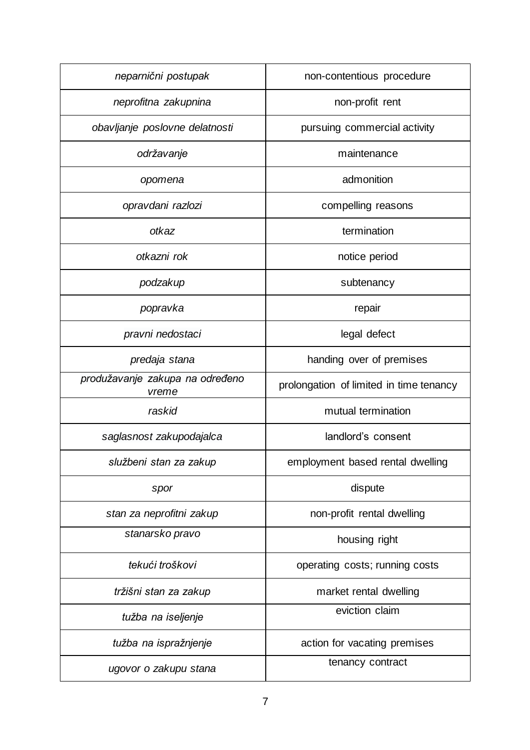| | |
|---|---|
| *neparnični postupak* | non-contentious procedure |
| *neprofitna zakupnina* | non-profit rent |
| *obavljanje poslovne delatnosti* | pursuing commercial activity |
| *održavanje* | maintenance |
| *opomena* | admonition |
| *opravdani razlozi* | compelling reasons |
| *otkaz* | termination |
| *otkazni rok* | notice period |
| *podzakup* | subtenancy |
| *popravka* | repair |
| *pravni nedostaci* | legal defect |
| *predaja stana* | handing over of premises |
| *produžavanje zakupa na određeno vreme* | prolongation of limited in time tenancy |
| *raskid* | mutual termination |
| *saglasnost zakupodajalca* | landlord’s consent |
| *službeni stan za zakup* | employment based rental dwelling |
| *spor* | dispute |
| *stan za neprofitni zakup* | non-profit rental dwelling |
| *stanarsko pravo* | housing right |
| *tekući troškovi* | operating costs; running costs |
| *tržišni stan za zakup* | market rental dwelling |
| *tužba na iseljenje* | eviction claim |
| *tužba na ispražnjenje* | action for vacating premises |
| *ugovor o zakupu stana* | tenancy contract |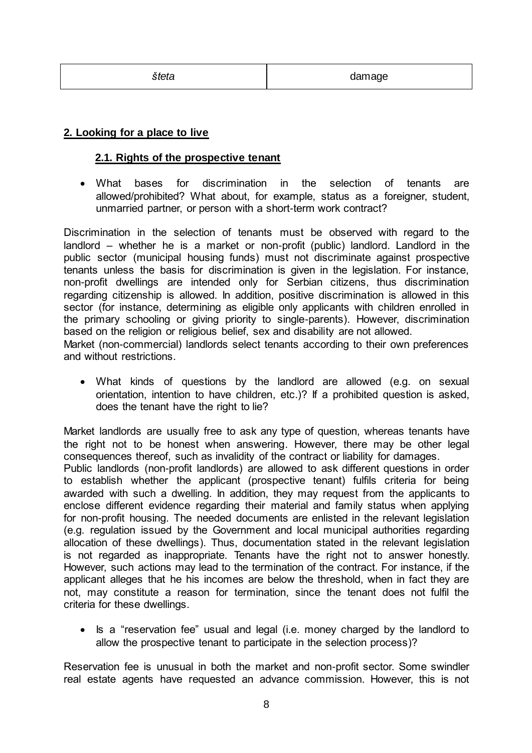| *šteta* | damage |
|---|---|

## 2. Looking for a place to live

### 2.1. Rights of the prospective tenant

- What bases for discrimination in the selection of tenants are allowed/prohibited? What about, for example, status as a foreigner, student, unmarried partner, or person with a short-term work contract?

Discrimination in the selection of tenants must be observed with regard to the landlord – whether he is a market or non-profit (public) landlord. Landlord in the public sector (municipal housing funds) must not discriminate against prospective tenants unless the basis for discrimination is given in the legislation. For instance, non-profit dwellings are intended only for Serbian citizens, thus discrimination regarding citizenship is allowed. In addition, positive discrimination is allowed in this sector (for instance, determining as eligible only applicants with children enrolled in the primary schooling or giving priority to single-parents). However, discrimination based on the religion or religious belief, sex and disability are not allowed.
Market (non-commercial) landlords select tenants according to their own preferences and without restrictions.

- What kinds of questions by the landlord are allowed (e.g. on sexual orientation, intention to have children, etc.)? If a prohibited question is asked, does the tenant have the right to lie?

Market landlords are usually free to ask any type of question, whereas tenants have the right not to be honest when answering. However, there may be other legal consequences thereof, such as invalidity of the contract or liability for damages.
Public landlords (non-profit landlords) are allowed to ask different questions in order to establish whether the applicant (prospective tenant) fulfils criteria for being awarded with such a dwelling. In addition, they may request from the applicants to enclose different evidence regarding their material and family status when applying for non-profit housing. The needed documents are enlisted in the relevant legislation (e.g. regulation issued by the Government and local municipal authorities regarding allocation of these dwellings). Thus, documentation stated in the relevant legislation is not regarded as inappropriate. Tenants have the right not to answer honestly. However, such actions may lead to the termination of the contract. For instance, if the applicant alleges that he his incomes are below the threshold, when in fact they are not, may constitute a reason for termination, since the tenant does not fulfil the criteria for these dwellings.

- Is a "reservation fee" usual and legal (i.e. money charged by the landlord to allow the prospective tenant to participate in the selection process)?

Reservation fee is unusual in both the market and non-profit sector. Some swindler real estate agents have requested an advance commission. However, this is not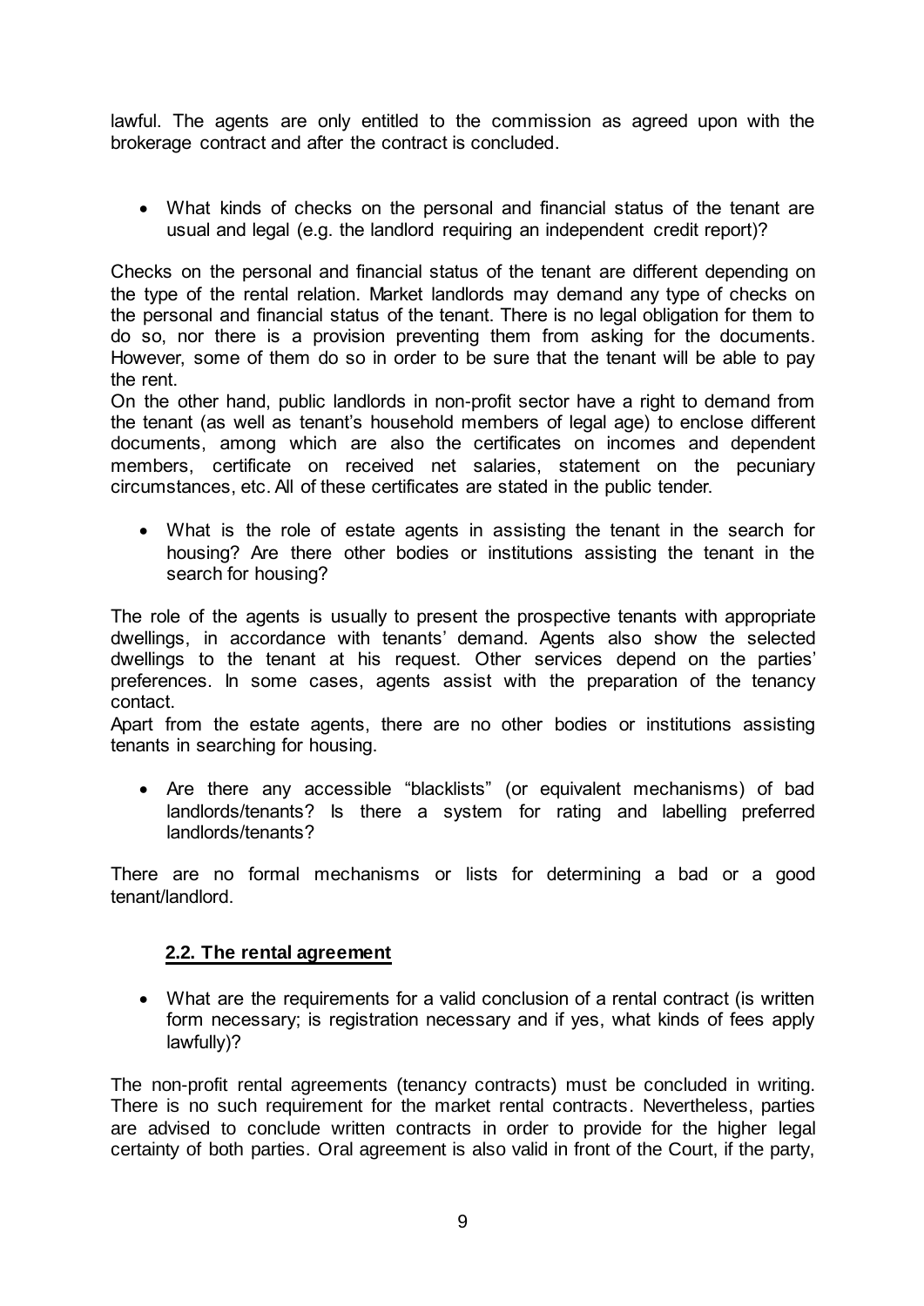lawful. The agents are only entitled to the commission as agreed upon with the brokerage contract and after the contract is concluded.

- What kinds of checks on the personal and financial status of the tenant are usual and legal (e.g. the landlord requiring an independent credit report)?

Checks on the personal and financial status of the tenant are different depending on the type of the rental relation. Market landlords may demand any type of checks on the personal and financial status of the tenant. There is no legal obligation for them to do so, nor there is a provision preventing them from asking for the documents. However, some of them do so in order to be sure that the tenant will be able to pay the rent.

On the other hand, public landlords in non-profit sector have a right to demand from the tenant (as well as tenant's household members of legal age) to enclose different documents, among which are also the certificates on incomes and dependent members, certificate on received net salaries, statement on the pecuniary circumstances, etc. All of these certificates are stated in the public tender.

- What is the role of estate agents in assisting the tenant in the search for housing? Are there other bodies or institutions assisting the tenant in the search for housing?

The role of the agents is usually to present the prospective tenants with appropriate dwellings, in accordance with tenants' demand. Agents also show the selected dwellings to the tenant at his request. Other services depend on the parties' preferences. In some cases, agents assist with the preparation of the tenancy contact.

Apart from the estate agents, there are no other bodies or institutions assisting tenants in searching for housing.

- Are there any accessible "blacklists" (or equivalent mechanisms) of bad landlords/tenants? Is there a system for rating and labelling preferred landlords/tenants?

There are no formal mechanisms or lists for determining a bad or a good tenant/landlord.

### 2.2. The rental agreement

- What are the requirements for a valid conclusion of a rental contract (is written form necessary; is registration necessary and if yes, what kinds of fees apply lawfully)?

The non-profit rental agreements (tenancy contracts) must be concluded in writing. There is no such requirement for the market rental contracts. Nevertheless, parties are advised to conclude written contracts in order to provide for the higher legal certainty of both parties. Oral agreement is also valid in front of the Court, if the party,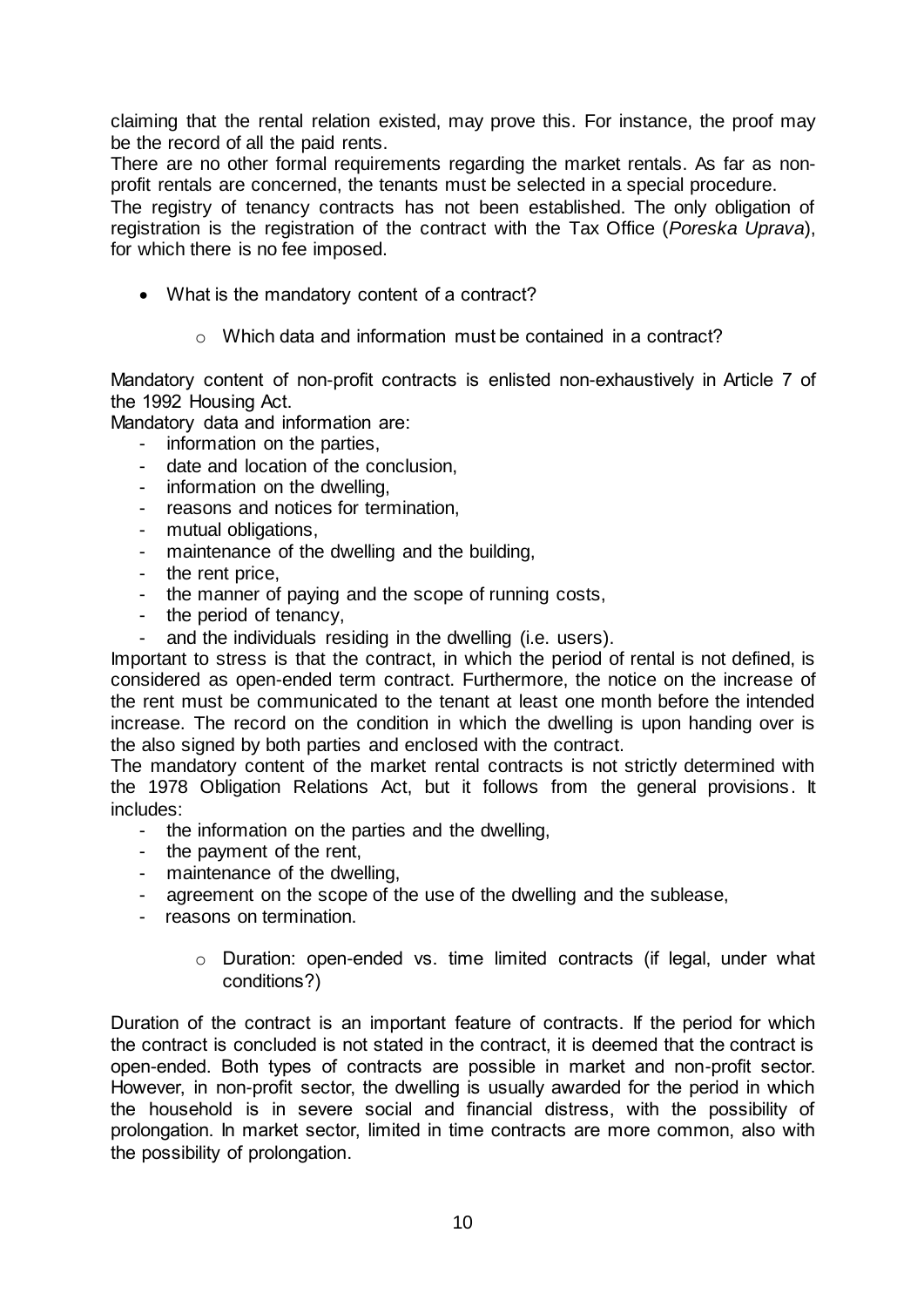claiming that the rental relation existed, may prove this. For instance, the proof may be the record of all the paid rents.

There are no other formal requirements regarding the market rentals. As far as non-profit rentals are concerned, the tenants must be selected in a special procedure.

The registry of tenancy contracts has not been established. The only obligation of registration is the registration of the contract with the Tax Office (*Poreska Uprava*), for which there is no fee imposed.

- What is the mandatory content of a contract?
  - Which data and information must be contained in a contract?

Mandatory content of non-profit contracts is enlisted non-exhaustively in Article 7 of the 1992 Housing Act.

Mandatory data and information are:

- information on the parties,
- date and location of the conclusion,
- information on the dwelling,
- reasons and notices for termination,
- mutual obligations,
- maintenance of the dwelling and the building,
- the rent price,
- the manner of paying and the scope of running costs,
- the period of tenancy,
- and the individuals residing in the dwelling (i.e. users).

Important to stress is that the contract, in which the period of rental is not defined, is considered as open-ended term contract. Furthermore, the notice on the increase of the rent must be communicated to the tenant at least one month before the intended increase. The record on the condition in which the dwelling is upon handing over is the also signed by both parties and enclosed with the contract.

The mandatory content of the market rental contracts is not strictly determined with the 1978 Obligation Relations Act, but it follows from the general provisions. It includes:

- the information on the parties and the dwelling,
- the payment of the rent,
- maintenance of the dwelling,
- agreement on the scope of the use of the dwelling and the sublease,
- reasons on termination.

  - Duration: open-ended vs. time limited contracts (if legal, under what conditions?)

Duration of the contract is an important feature of contracts. If the period for which the contract is concluded is not stated in the contract, it is deemed that the contract is open-ended. Both types of contracts are possible in market and non-profit sector. However, in non-profit sector, the dwelling is usually awarded for the period in which the household is in severe social and financial distress, with the possibility of prolongation. In market sector, limited in time contracts are more common, also with the possibility of prolongation.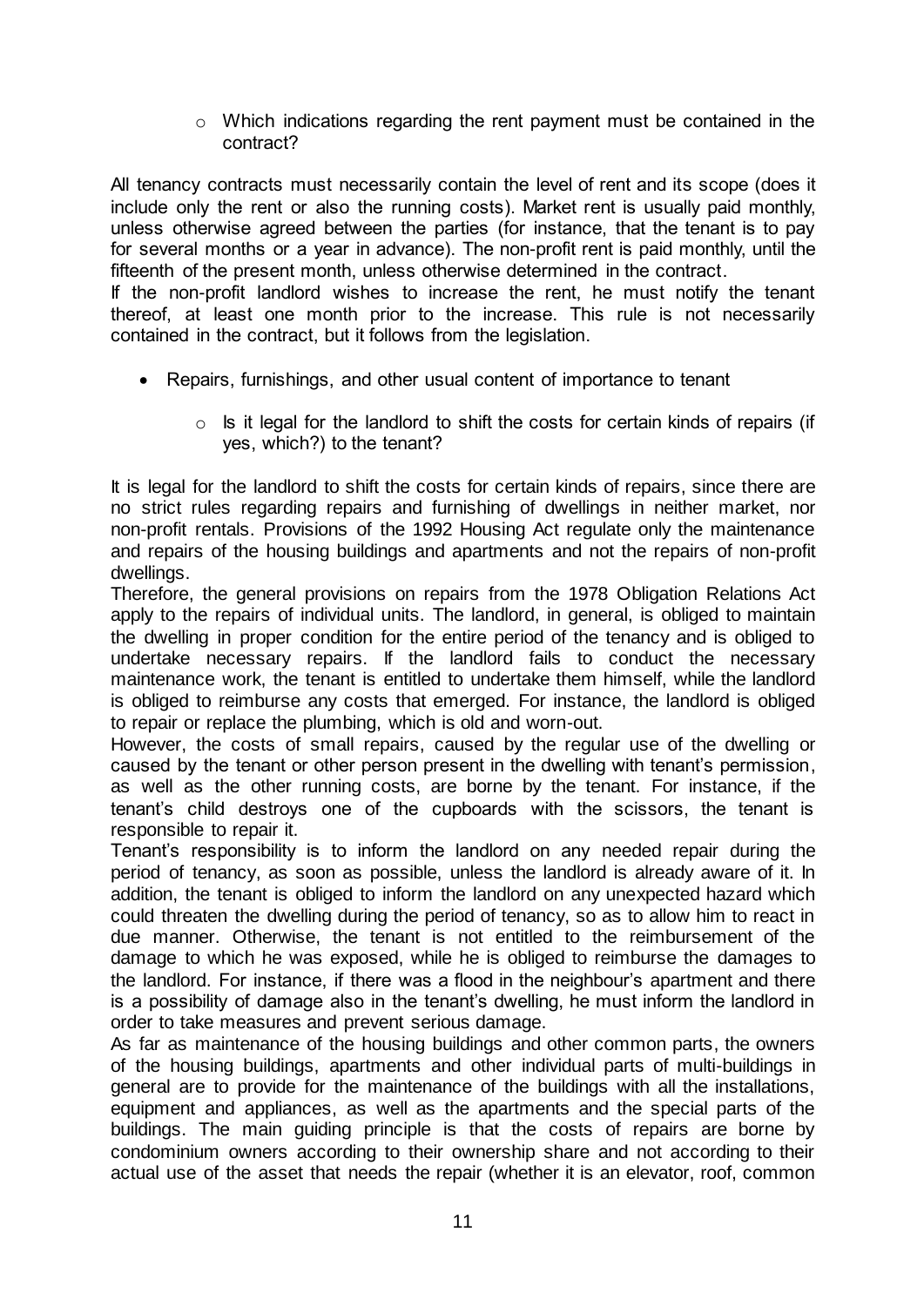- Which indications regarding the rent payment must be contained in the contract?

All tenancy contracts must necessarily contain the level of rent and its scope (does it include only the rent or also the running costs). Market rent is usually paid monthly, unless otherwise agreed between the parties (for instance, that the tenant is to pay for several months or a year in advance). The non-profit rent is paid monthly, until the fifteenth of the present month, unless otherwise determined in the contract.
If the non-profit landlord wishes to increase the rent, he must notify the tenant thereof, at least one month prior to the increase. This rule is not necessarily contained in the contract, but it follows from the legislation.

- Repairs, furnishings, and other usual content of importance to tenant
  - Is it legal for the landlord to shift the costs for certain kinds of repairs (if yes, which?) to the tenant?

It is legal for the landlord to shift the costs for certain kinds of repairs, since there are no strict rules regarding repairs and furnishing of dwellings in neither market, nor non-profit rentals. Provisions of the 1992 Housing Act regulate only the maintenance and repairs of the housing buildings and apartments and not the repairs of non-profit dwellings.
Therefore, the general provisions on repairs from the 1978 Obligation Relations Act apply to the repairs of individual units. The landlord, in general, is obliged to maintain the dwelling in proper condition for the entire period of the tenancy and is obliged to undertake necessary repairs. If the landlord fails to conduct the necessary maintenance work, the tenant is entitled to undertake them himself, while the landlord is obliged to reimburse any costs that emerged. For instance, the landlord is obliged to repair or replace the plumbing, which is old and worn-out.
However, the costs of small repairs, caused by the regular use of the dwelling or caused by the tenant or other person present in the dwelling with tenant's permission, as well as the other running costs, are borne by the tenant. For instance, if the tenant's child destroys one of the cupboards with the scissors, the tenant is responsible to repair it.
Tenant's responsibility is to inform the landlord on any needed repair during the period of tenancy, as soon as possible, unless the landlord is already aware of it. In addition, the tenant is obliged to inform the landlord on any unexpected hazard which could threaten the dwelling during the period of tenancy, so as to allow him to react in due manner. Otherwise, the tenant is not entitled to the reimbursement of the damage to which he was exposed, while he is obliged to reimburse the damages to the landlord. For instance, if there was a flood in the neighbour's apartment and there is a possibility of damage also in the tenant's dwelling, he must inform the landlord in order to take measures and prevent serious damage.
As far as maintenance of the housing buildings and other common parts, the owners of the housing buildings, apartments and other individual parts of multi-buildings in general are to provide for the maintenance of the buildings with all the installations, equipment and appliances, as well as the apartments and the special parts of the buildings. The main guiding principle is that the costs of repairs are borne by condominium owners according to their ownership share and not according to their actual use of the asset that needs the repair (whether it is an elevator, roof, common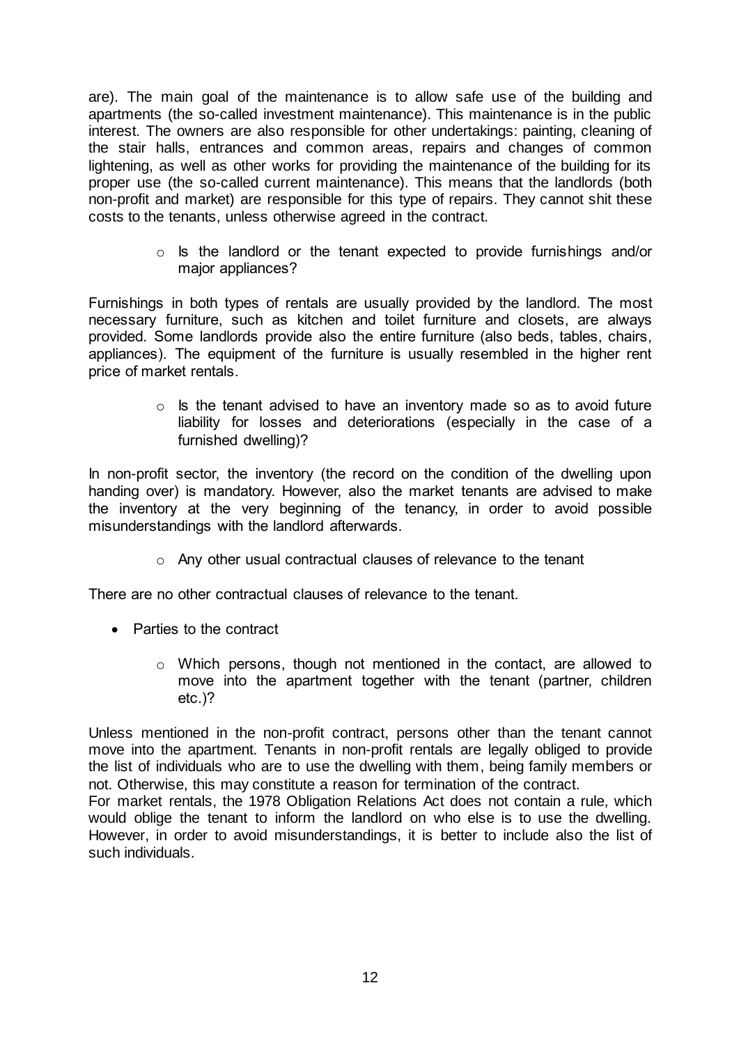are). The main goal of the maintenance is to allow safe use of the building and apartments (the so-called investment maintenance). This maintenance is in the public interest. The owners are also responsible for other undertakings: painting, cleaning of the stair halls, entrances and common areas, repairs and changes of common lightening, as well as other works for providing the maintenance of the building for its proper use (the so-called current maintenance). This means that the landlords (both non-profit and market) are responsible for this type of repairs. They cannot shit these costs to the tenants, unless otherwise agreed in the contract.

- Is the landlord or the tenant expected to provide furnishings and/or major appliances?

Furnishings in both types of rentals are usually provided by the landlord. The most necessary furniture, such as kitchen and toilet furniture and closets, are always provided. Some landlords provide also the entire furniture (also beds, tables, chairs, appliances). The equipment of the furniture is usually resembled in the higher rent price of market rentals.

- Is the tenant advised to have an inventory made so as to avoid future liability for losses and deteriorations (especially in the case of a furnished dwelling)?

In non-profit sector, the inventory (the record on the condition of the dwelling upon handing over) is mandatory. However, also the market tenants are advised to make the inventory at the very beginning of the tenancy, in order to avoid possible misunderstandings with the landlord afterwards.

- Any other usual contractual clauses of relevance to the tenant

There are no other contractual clauses of relevance to the tenant.

- Parties to the contract
  - Which persons, though not mentioned in the contact, are allowed to move into the apartment together with the tenant (partner, children etc.)?

Unless mentioned in the non-profit contract, persons other than the tenant cannot move into the apartment. Tenants in non-profit rentals are legally obliged to provide the list of individuals who are to use the dwelling with them, being family members or not. Otherwise, this may constitute a reason for termination of the contract.
For market rentals, the 1978 Obligation Relations Act does not contain a rule, which would oblige the tenant to inform the landlord on who else is to use the dwelling. However, in order to avoid misunderstandings, it is better to include also the list of such individuals.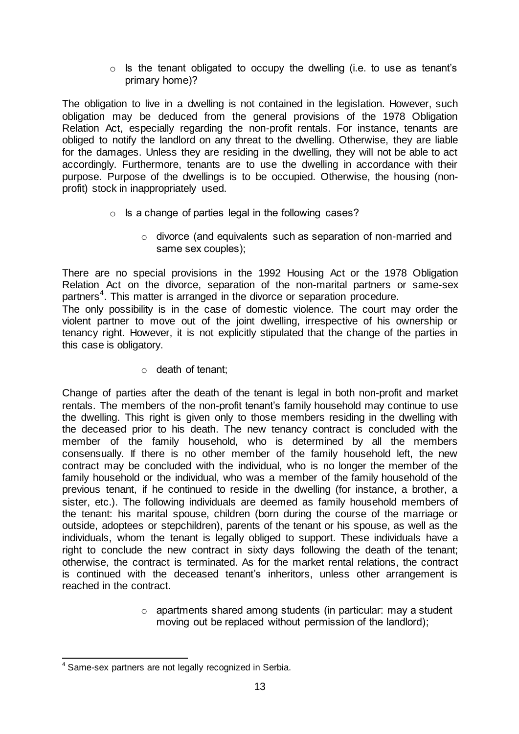- Is the tenant obligated to occupy the dwelling (i.e. to use as tenant's primary home)?

The obligation to live in a dwelling is not contained in the legislation. However, such obligation may be deduced from the general provisions of the 1978 Obligation Relation Act, especially regarding the non-profit rentals. For instance, tenants are obliged to notify the landlord on any threat to the dwelling. Otherwise, they are liable for the damages. Unless they are residing in the dwelling, they will not be able to act accordingly. Furthermore, tenants are to use the dwelling in accordance with their purpose. Purpose of the dwellings is to be occupied. Otherwise, the housing (non-profit) stock in inappropriately used.

- Is a change of parties legal in the following cases?
    - divorce (and equivalents such as separation of non-married and same sex couples);

There are no special provisions in the 1992 Housing Act or the 1978 Obligation Relation Act on the divorce, separation of the non-marital partners or same-sex partners[4]. This matter is arranged in the divorce or separation procedure.
The only possibility is in the case of domestic violence. The court may order the violent partner to move out of the joint dwelling, irrespective of his ownership or tenancy right. However, it is not explicitly stipulated that the change of the parties in this case is obligatory.

- death of tenant;

Change of parties after the death of the tenant is legal in both non-profit and market rentals. The members of the non-profit tenant's family household may continue to use the dwelling. This right is given only to those members residing in the dwelling with the deceased prior to his death. The new tenancy contract is concluded with the member of the family household, who is determined by all the members consensually. If there is no other member of the family household left, the new contract may be concluded with the individual, who is no longer the member of the family household or the individual, who was a member of the family household of the previous tenant, if he continued to reside in the dwelling (for instance, a brother, a sister, etc.). The following individuals are deemed as family household members of the tenant: his marital spouse, children (born during the course of the marriage or outside, adoptees or stepchildren), parents of the tenant or his spouse, as well as the individuals, whom the tenant is legally obliged to support. These individuals have a right to conclude the new contract in sixty days following the death of the tenant; otherwise, the contract is terminated. As for the market rental relations, the contract is continued with the deceased tenant's inheritors, unless other arrangement is reached in the contract.

- apartments shared among students (in particular: may a student moving out be replaced without permission of the landlord);

[4] Same-sex partners are not legally recognized in Serbia.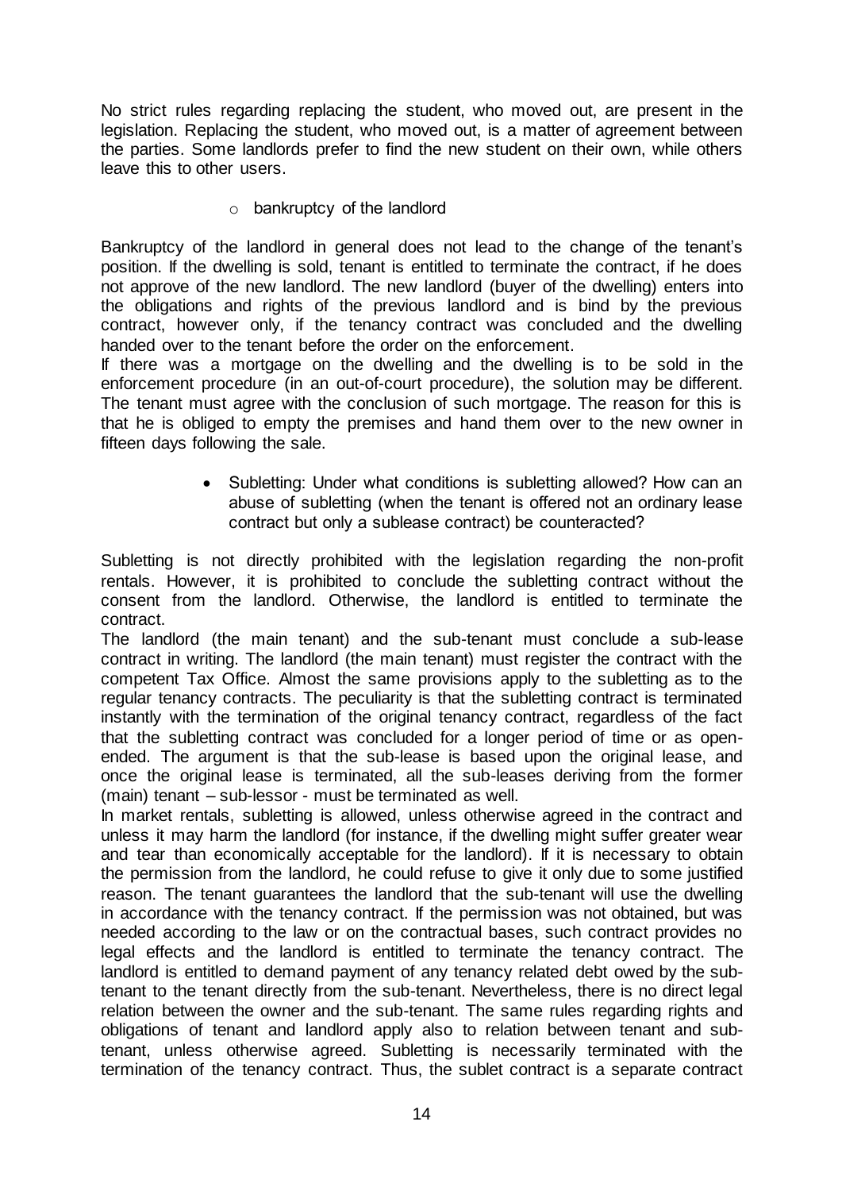No strict rules regarding replacing the student, who moved out, are present in the legislation. Replacing the student, who moved out, is a matter of agreement between the parties. Some landlords prefer to find the new student on their own, while others leave this to other users.

- bankruptcy of the landlord

Bankruptcy of the landlord in general does not lead to the change of the tenant's position. If the dwelling is sold, tenant is entitled to terminate the contract, if he does not approve of the new landlord. The new landlord (buyer of the dwelling) enters into the obligations and rights of the previous landlord and is bind by the previous contract, however only, if the tenancy contract was concluded and the dwelling handed over to the tenant before the order on the enforcement.

If there was a mortgage on the dwelling and the dwelling is to be sold in the enforcement procedure (in an out-of-court procedure), the solution may be different. The tenant must agree with the conclusion of such mortgage. The reason for this is that he is obliged to empty the premises and hand them over to the new owner in fifteen days following the sale.

- Subletting: Under what conditions is subletting allowed? How can an abuse of subletting (when the tenant is offered not an ordinary lease contract but only a sublease contract) be counteracted?

Subletting is not directly prohibited with the legislation regarding the non-profit rentals. However, it is prohibited to conclude the subletting contract without the consent from the landlord. Otherwise, the landlord is entitled to terminate the contract.

The landlord (the main tenant) and the sub-tenant must conclude a sub-lease contract in writing. The landlord (the main tenant) must register the contract with the competent Tax Office. Almost the same provisions apply to the subletting as to the regular tenancy contracts. The peculiarity is that the subletting contract is terminated instantly with the termination of the original tenancy contract, regardless of the fact that the subletting contract was concluded for a longer period of time or as open-ended. The argument is that the sub-lease is based upon the original lease, and once the original lease is terminated, all the sub-leases deriving from the former (main) tenant – sub-lessor - must be terminated as well.

In market rentals, subletting is allowed, unless otherwise agreed in the contract and unless it may harm the landlord (for instance, if the dwelling might suffer greater wear and tear than economically acceptable for the landlord). If it is necessary to obtain the permission from the landlord, he could refuse to give it only due to some justified reason. The tenant guarantees the landlord that the sub-tenant will use the dwelling in accordance with the tenancy contract. If the permission was not obtained, but was needed according to the law or on the contractual bases, such contract provides no legal effects and the landlord is entitled to terminate the tenancy contract. The landlord is entitled to demand payment of any tenancy related debt owed by the sub-tenant to the tenant directly from the sub-tenant. Nevertheless, there is no direct legal relation between the owner and the sub-tenant. The same rules regarding rights and obligations of tenant and landlord apply also to relation between tenant and sub-tenant, unless otherwise agreed. Subletting is necessarily terminated with the termination of the tenancy contract. Thus, the sublet contract is a separate contract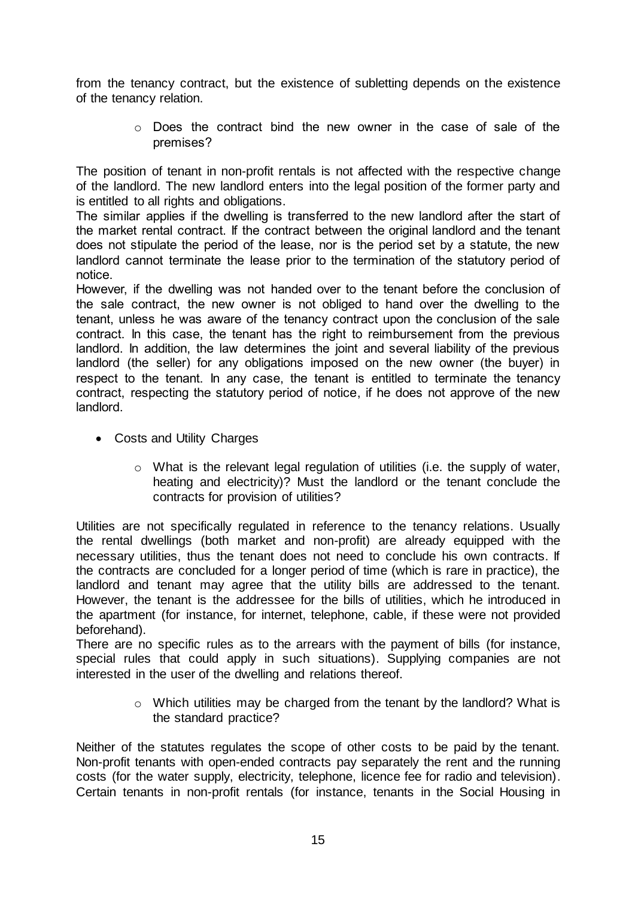from the tenancy contract, but the existence of subletting depends on the existence of the tenancy relation.

- Does the contract bind the new owner in the case of sale of the premises?

The position of tenant in non-profit rentals is not affected with the respective change of the landlord. The new landlord enters into the legal position of the former party and is entitled to all rights and obligations.

The similar applies if the dwelling is transferred to the new landlord after the start of the market rental contract. If the contract between the original landlord and the tenant does not stipulate the period of the lease, nor is the period set by a statute, the new landlord cannot terminate the lease prior to the termination of the statutory period of notice.

However, if the dwelling was not handed over to the tenant before the conclusion of the sale contract, the new owner is not obliged to hand over the dwelling to the tenant, unless he was aware of the tenancy contract upon the conclusion of the sale contract. In this case, the tenant has the right to reimbursement from the previous landlord. In addition, the law determines the joint and several liability of the previous landlord (the seller) for any obligations imposed on the new owner (the buyer) in respect to the tenant. In any case, the tenant is entitled to terminate the tenancy contract, respecting the statutory period of notice, if he does not approve of the new landlord.

- Costs and Utility Charges
  - What is the relevant legal regulation of utilities (i.e. the supply of water, heating and electricity)? Must the landlord or the tenant conclude the contracts for provision of utilities?

Utilities are not specifically regulated in reference to the tenancy relations. Usually the rental dwellings (both market and non-profit) are already equipped with the necessary utilities, thus the tenant does not need to conclude his own contracts. If the contracts are concluded for a longer period of time (which is rare in practice), the landlord and tenant may agree that the utility bills are addressed to the tenant. However, the tenant is the addressee for the bills of utilities, which he introduced in the apartment (for instance, for internet, telephone, cable, if these were not provided beforehand).

There are no specific rules as to the arrears with the payment of bills (for instance, special rules that could apply in such situations). Supplying companies are not interested in the user of the dwelling and relations thereof.

  - Which utilities may be charged from the tenant by the landlord? What is the standard practice?

Neither of the statutes regulates the scope of other costs to be paid by the tenant. Non-profit tenants with open-ended contracts pay separately the rent and the running costs (for the water supply, electricity, telephone, licence fee for radio and television). Certain tenants in non-profit rentals (for instance, tenants in the Social Housing in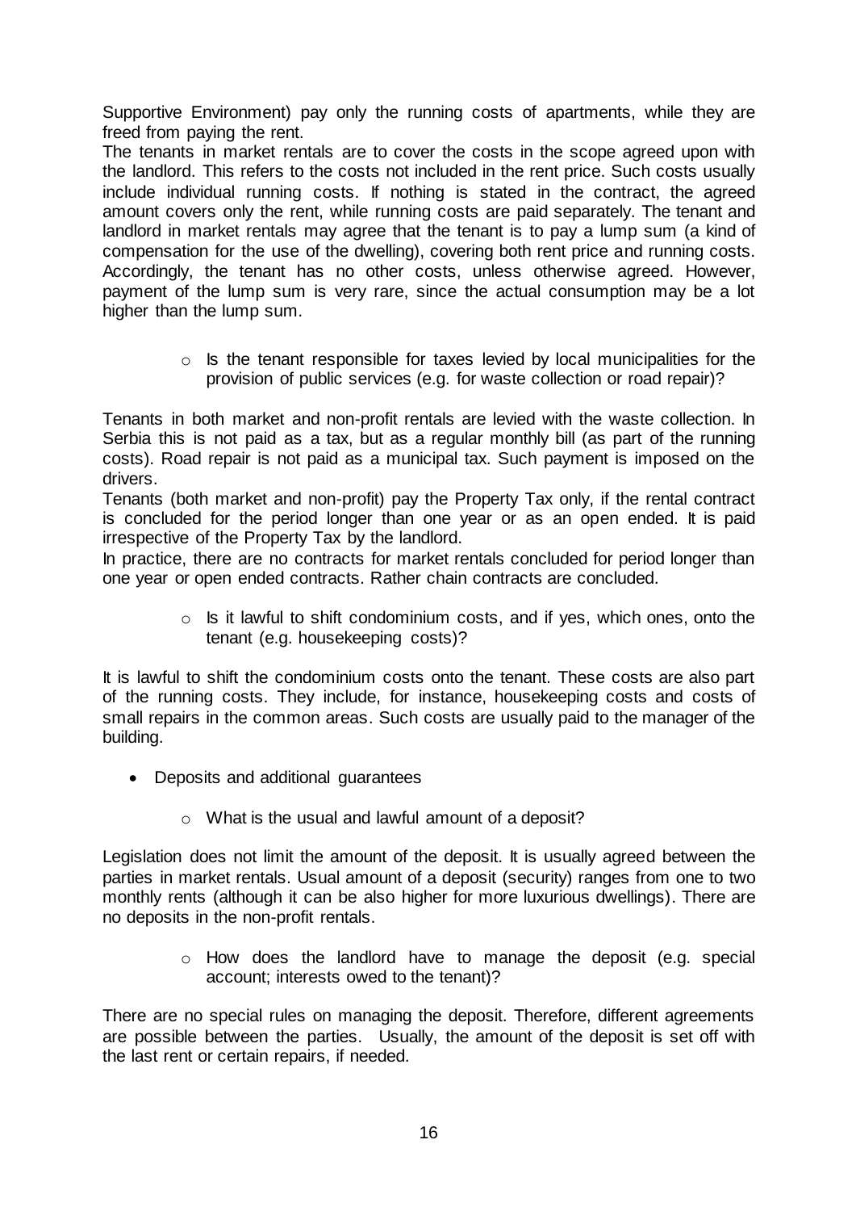Supportive Environment) pay only the running costs of apartments, while they are freed from paying the rent.

The tenants in market rentals are to cover the costs in the scope agreed upon with the landlord. This refers to the costs not included in the rent price. Such costs usually include individual running costs. If nothing is stated in the contract, the agreed amount covers only the rent, while running costs are paid separately. The tenant and landlord in market rentals may agree that the tenant is to pay a lump sum (a kind of compensation for the use of the dwelling), covering both rent price and running costs. Accordingly, the tenant has no other costs, unless otherwise agreed. However, payment of the lump sum is very rare, since the actual consumption may be a lot higher than the lump sum.

- Is the tenant responsible for taxes levied by local municipalities for the provision of public services (e.g. for waste collection or road repair)?

Tenants in both market and non-profit rentals are levied with the waste collection. In Serbia this is not paid as a tax, but as a regular monthly bill (as part of the running costs). Road repair is not paid as a municipal tax. Such payment is imposed on the drivers.

Tenants (both market and non-profit) pay the Property Tax only, if the rental contract is concluded for the period longer than one year or as an open ended. It is paid irrespective of the Property Tax by the landlord.

In practice, there are no contracts for market rentals concluded for period longer than one year or open ended contracts. Rather chain contracts are concluded.

- Is it lawful to shift condominium costs, and if yes, which ones, onto the tenant (e.g. housekeeping costs)?

It is lawful to shift the condominium costs onto the tenant. These costs are also part of the running costs. They include, for instance, housekeeping costs and costs of small repairs in the common areas. Such costs are usually paid to the manager of the building.

- Deposits and additional guarantees
  - What is the usual and lawful amount of a deposit?

Legislation does not limit the amount of the deposit. It is usually agreed between the parties in market rentals. Usual amount of a deposit (security) ranges from one to two monthly rents (although it can be also higher for more luxurious dwellings). There are no deposits in the non-profit rentals.

- How does the landlord have to manage the deposit (e.g. special account; interests owed to the tenant)?

There are no special rules on managing the deposit. Therefore, different agreements are possible between the parties. Usually, the amount of the deposit is set off with the last rent or certain repairs, if needed.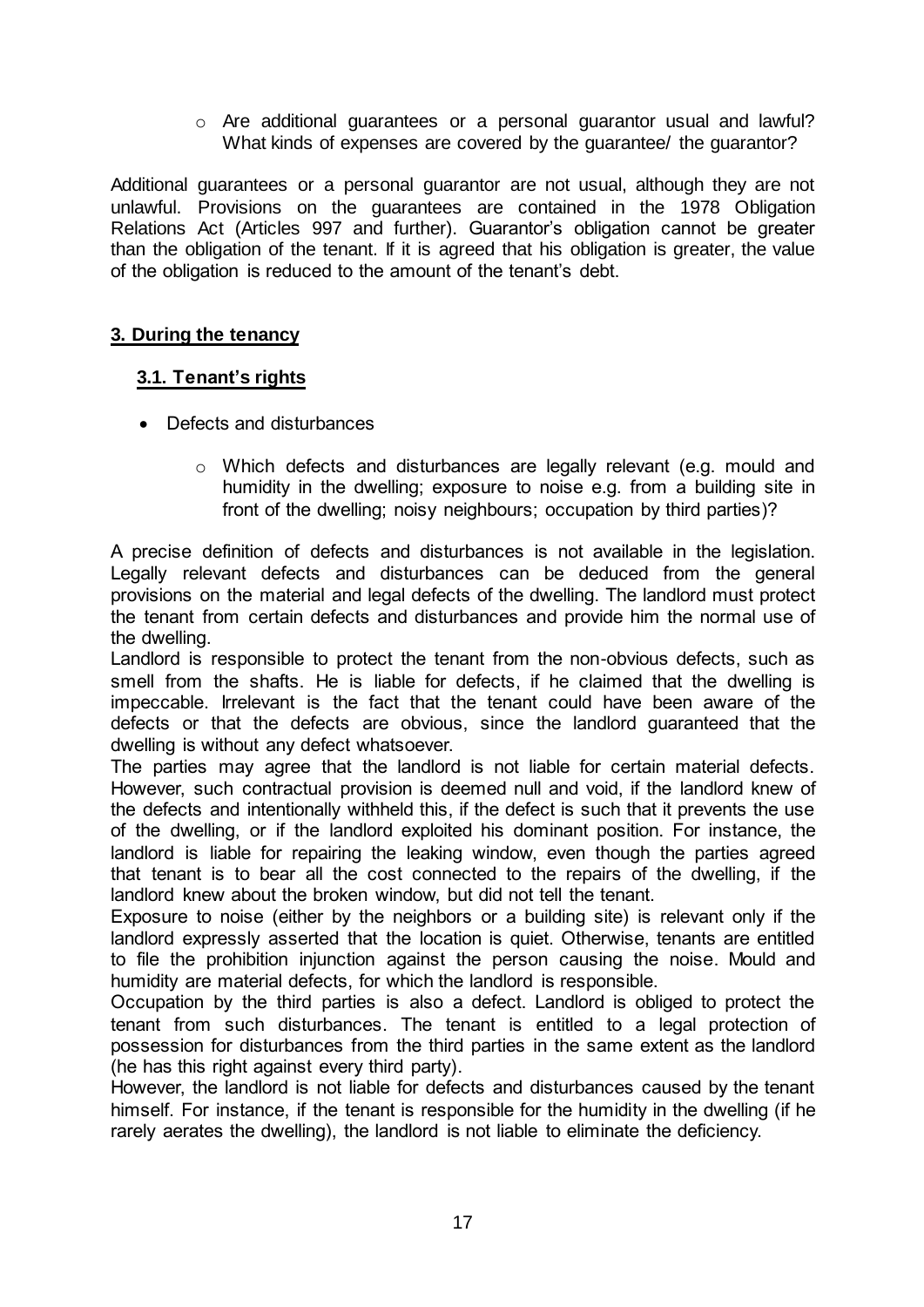- Are additional guarantees or a personal guarantor usual and lawful? What kinds of expenses are covered by the guarantee/ the guarantor?

Additional guarantees or a personal guarantor are not usual, although they are not unlawful. Provisions on the guarantees are contained in the 1978 Obligation Relations Act (Articles 997 and further). Guarantor's obligation cannot be greater than the obligation of the tenant. If it is agreed that his obligation is greater, the value of the obligation is reduced to the amount of the tenant's debt.

## 3. During the tenancy

### 3.1. Tenant's rights

- Defects and disturbances
  - Which defects and disturbances are legally relevant (e.g. mould and humidity in the dwelling; exposure to noise e.g. from a building site in front of the dwelling; noisy neighbours; occupation by third parties)?

A precise definition of defects and disturbances is not available in the legislation. Legally relevant defects and disturbances can be deduced from the general provisions on the material and legal defects of the dwelling. The landlord must protect the tenant from certain defects and disturbances and provide him the normal use of the dwelling.

Landlord is responsible to protect the tenant from the non-obvious defects, such as smell from the shafts. He is liable for defects, if he claimed that the dwelling is impeccable. Irrelevant is the fact that the tenant could have been aware of the defects or that the defects are obvious, since the landlord guaranteed that the dwelling is without any defect whatsoever.

The parties may agree that the landlord is not liable for certain material defects. However, such contractual provision is deemed null and void, if the landlord knew of the defects and intentionally withheld this, if the defect is such that it prevents the use of the dwelling, or if the landlord exploited his dominant position. For instance, the landlord is liable for repairing the leaking window, even though the parties agreed that tenant is to bear all the cost connected to the repairs of the dwelling, if the landlord knew about the broken window, but did not tell the tenant.

Exposure to noise (either by the neighbors or a building site) is relevant only if the landlord expressly asserted that the location is quiet. Otherwise, tenants are entitled to file the prohibition injunction against the person causing the noise. Mould and humidity are material defects, for which the landlord is responsible.

Occupation by the third parties is also a defect. Landlord is obliged to protect the tenant from such disturbances. The tenant is entitled to a legal protection of possession for disturbances from the third parties in the same extent as the landlord (he has this right against every third party).

However, the landlord is not liable for defects and disturbances caused by the tenant himself. For instance, if the tenant is responsible for the humidity in the dwelling (if he rarely aerates the dwelling), the landlord is not liable to eliminate the deficiency.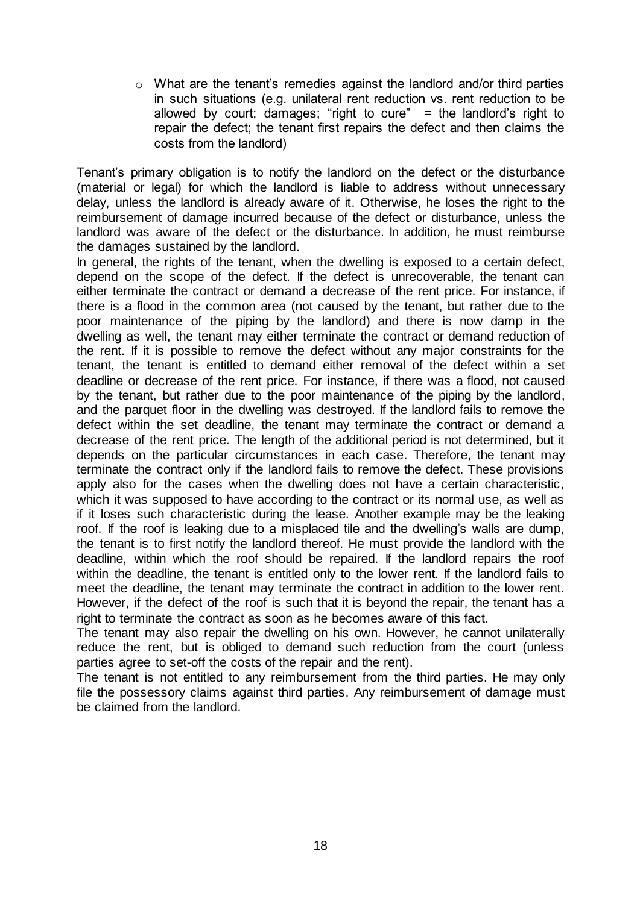- What are the tenant's remedies against the landlord and/or third parties in such situations (e.g. unilateral rent reduction vs. rent reduction to be allowed by court; damages; "right to cure" = the landlord's right to repair the defect; the tenant first repairs the defect and then claims the costs from the landlord)

Tenant's primary obligation is to notify the landlord on the defect or the disturbance (material or legal) for which the landlord is liable to address without unnecessary delay, unless the landlord is already aware of it. Otherwise, he loses the right to the reimbursement of damage incurred because of the defect or disturbance, unless the landlord was aware of the defect or the disturbance. In addition, he must reimburse the damages sustained by the landlord.

In general, the rights of the tenant, when the dwelling is exposed to a certain defect, depend on the scope of the defect. If the defect is unrecoverable, the tenant can either terminate the contract or demand a decrease of the rent price. For instance, if there is a flood in the common area (not caused by the tenant, but rather due to the poor maintenance of the piping by the landlord) and there is now damp in the dwelling as well, the tenant may either terminate the contract or demand reduction of the rent. If it is possible to remove the defect without any major constraints for the tenant, the tenant is entitled to demand either removal of the defect within a set deadline or decrease of the rent price. For instance, if there was a flood, not caused by the tenant, but rather due to the poor maintenance of the piping by the landlord, and the parquet floor in the dwelling was destroyed. If the landlord fails to remove the defect within the set deadline, the tenant may terminate the contract or demand a decrease of the rent price. The length of the additional period is not determined, but it depends on the particular circumstances in each case. Therefore, the tenant may terminate the contract only if the landlord fails to remove the defect. These provisions apply also for the cases when the dwelling does not have a certain characteristic, which it was supposed to have according to the contract or its normal use, as well as if it loses such characteristic during the lease. Another example may be the leaking roof. If the roof is leaking due to a misplaced tile and the dwelling's walls are dump, the tenant is to first notify the landlord thereof. He must provide the landlord with the deadline, within which the roof should be repaired. If the landlord repairs the roof within the deadline, the tenant is entitled only to the lower rent. If the landlord fails to meet the deadline, the tenant may terminate the contract in addition to the lower rent. However, if the defect of the roof is such that it is beyond the repair, the tenant has a right to terminate the contract as soon as he becomes aware of this fact.

The tenant may also repair the dwelling on his own. However, he cannot unilaterally reduce the rent, but is obliged to demand such reduction from the court (unless parties agree to set-off the costs of the repair and the rent).

The tenant is not entitled to any reimbursement from the third parties. He may only file the possessory claims against third parties. Any reimbursement of damage must be claimed from the landlord.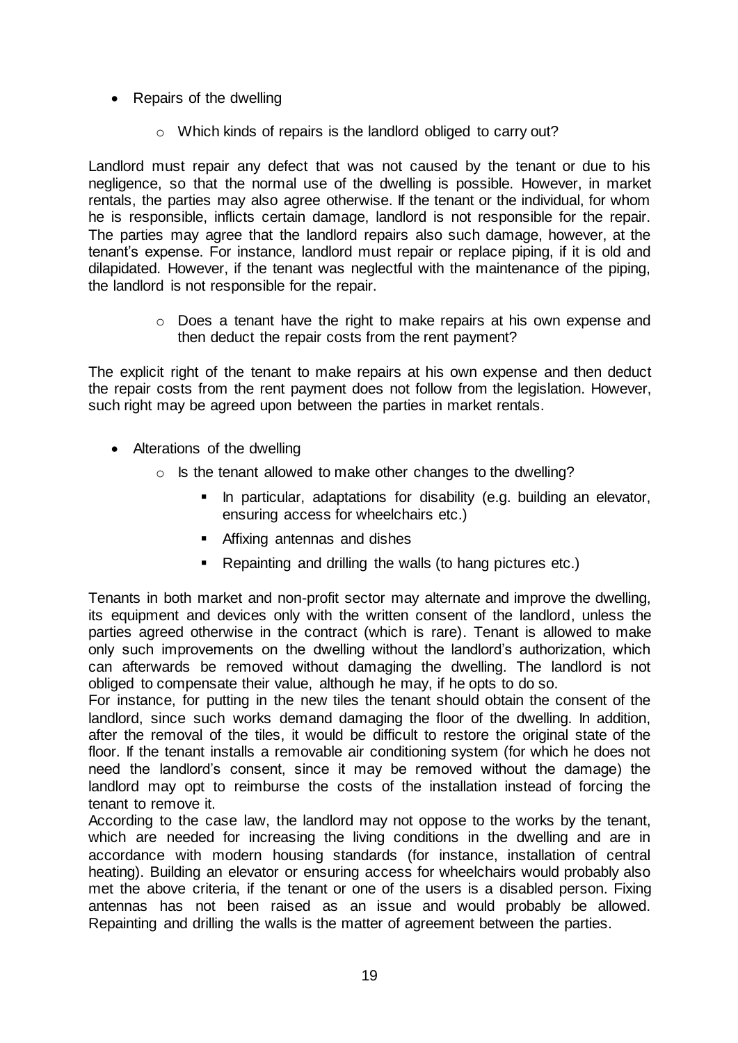- Repairs of the dwelling
  - Which kinds of repairs is the landlord obliged to carry out?

Landlord must repair any defect that was not caused by the tenant or due to his negligence, so that the normal use of the dwelling is possible. However, in market rentals, the parties may also agree otherwise. If the tenant or the individual, for whom he is responsible, inflicts certain damage, landlord is not responsible for the repair. The parties may agree that the landlord repairs also such damage, however, at the tenant's expense. For instance, landlord must repair or replace piping, if it is old and dilapidated. However, if the tenant was neglectful with the maintenance of the piping, the landlord is not responsible for the repair.

  - Does a tenant have the right to make repairs at his own expense and then deduct the repair costs from the rent payment?

The explicit right of the tenant to make repairs at his own expense and then deduct the repair costs from the rent payment does not follow from the legislation. However, such right may be agreed upon between the parties in market rentals.

- Alterations of the dwelling
  - Is the tenant allowed to make other changes to the dwelling?
    - In particular, adaptations for disability (e.g. building an elevator, ensuring access for wheelchairs etc.)
    - Affixing antennas and dishes
    - Repainting and drilling the walls (to hang pictures etc.)

Tenants in both market and non-profit sector may alternate and improve the dwelling, its equipment and devices only with the written consent of the landlord, unless the parties agreed otherwise in the contract (which is rare). Tenant is allowed to make only such improvements on the dwelling without the landlord's authorization, which can afterwards be removed without damaging the dwelling. The landlord is not obliged to compensate their value, although he may, if he opts to do so.

For instance, for putting in the new tiles the tenant should obtain the consent of the landlord, since such works demand damaging the floor of the dwelling. In addition, after the removal of the tiles, it would be difficult to restore the original state of the floor. If the tenant installs a removable air conditioning system (for which he does not need the landlord's consent, since it may be removed without the damage) the landlord may opt to reimburse the costs of the installation instead of forcing the tenant to remove it.

According to the case law, the landlord may not oppose to the works by the tenant, which are needed for increasing the living conditions in the dwelling and are in accordance with modern housing standards (for instance, installation of central heating). Building an elevator or ensuring access for wheelchairs would probably also met the above criteria, if the tenant or one of the users is a disabled person. Fixing antennas has not been raised as an issue and would probably be allowed. Repainting and drilling the walls is the matter of agreement between the parties.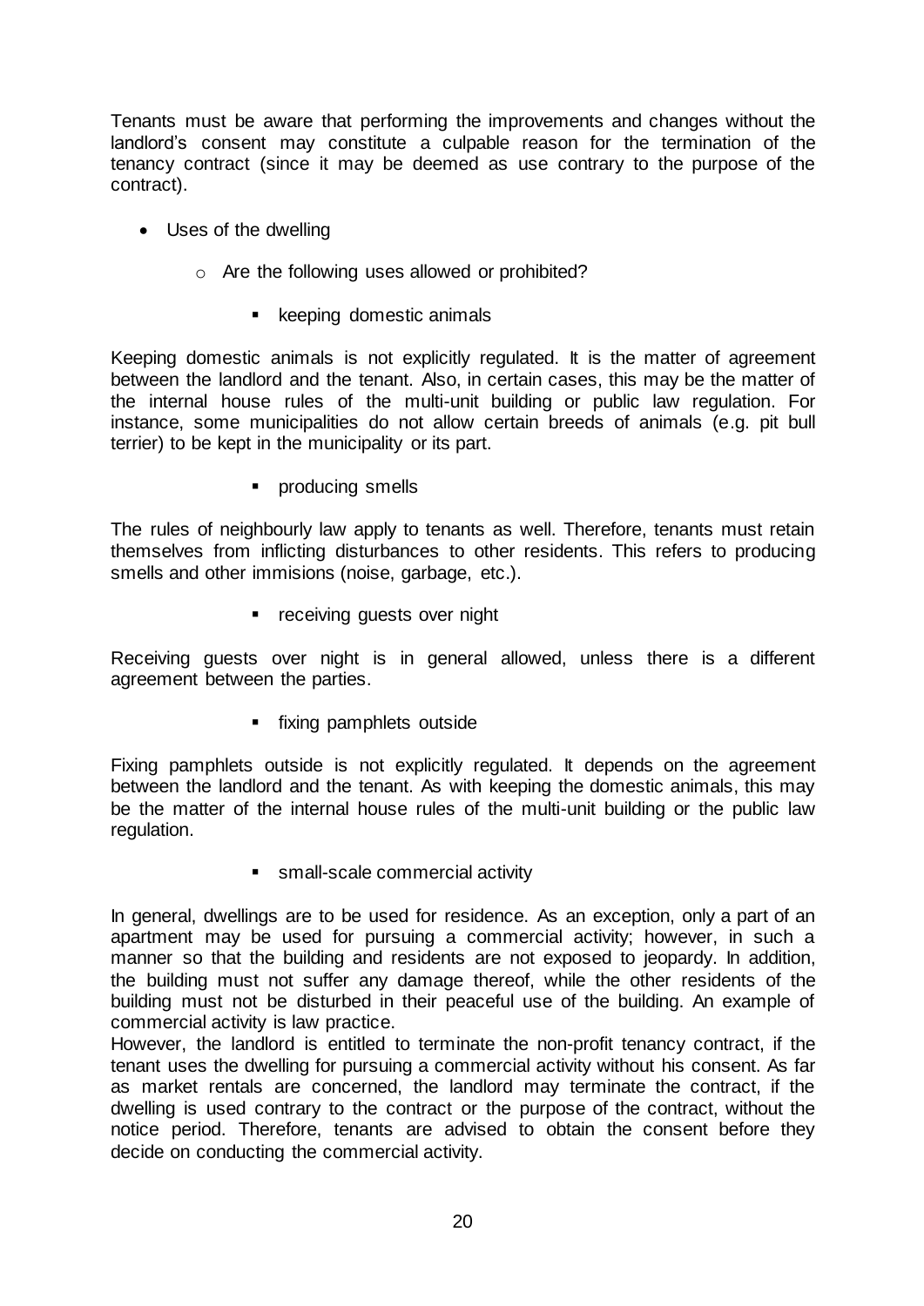Tenants must be aware that performing the improvements and changes without the landlord's consent may constitute a culpable reason for the termination of the tenancy contract (since it may be deemed as use contrary to the purpose of the contract).

- Uses of the dwelling
  - Are the following uses allowed or prohibited?
    - keeping domestic animals

Keeping domestic animals is not explicitly regulated. It is the matter of agreement between the landlord and the tenant. Also, in certain cases, this may be the matter of the internal house rules of the multi-unit building or public law regulation. For instance, some municipalities do not allow certain breeds of animals (e.g. pit bull terrier) to be kept in the municipality or its part.

- producing smells

The rules of neighbourly law apply to tenants as well. Therefore, tenants must retain themselves from inflicting disturbances to other residents. This refers to producing smells and other immisions (noise, garbage, etc.).

- receiving guests over night

Receiving guests over night is in general allowed, unless there is a different agreement between the parties.

- fixing pamphlets outside

Fixing pamphlets outside is not explicitly regulated. It depends on the agreement between the landlord and the tenant. As with keeping the domestic animals, this may be the matter of the internal house rules of the multi-unit building or the public law regulation.

- small-scale commercial activity

In general, dwellings are to be used for residence. As an exception, only a part of an apartment may be used for pursuing a commercial activity; however, in such a manner so that the building and residents are not exposed to jeopardy. In addition, the building must not suffer any damage thereof, while the other residents of the building must not be disturbed in their peaceful use of the building. An example of commercial activity is law practice.

However, the landlord is entitled to terminate the non-profit tenancy contract, if the tenant uses the dwelling for pursuing a commercial activity without his consent. As far as market rentals are concerned, the landlord may terminate the contract, if the dwelling is used contrary to the contract or the purpose of the contract, without the notice period. Therefore, tenants are advised to obtain the consent before they decide on conducting the commercial activity.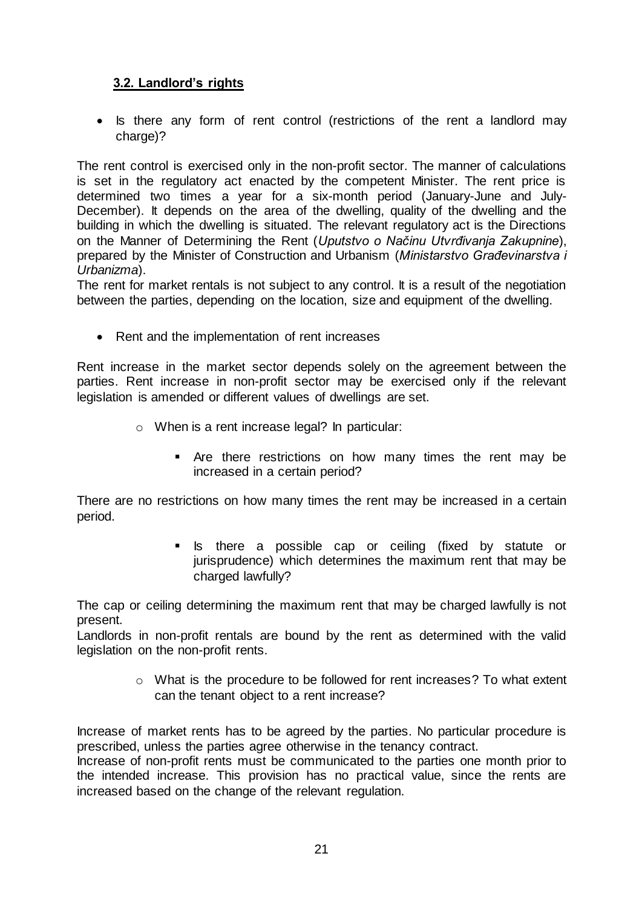### 3.2. Landlord's rights

- Is there any form of rent control (restrictions of the rent a landlord may charge)?

The rent control is exercised only in the non-profit sector. The manner of calculations is set in the regulatory act enacted by the competent Minister. The rent price is determined two times a year for a six-month period (January-June and July-December). It depends on the area of the dwelling, quality of the dwelling and the building in which the dwelling is situated. The relevant regulatory act is the Directions on the Manner of Determining the Rent (*Uputstvo o Načinu Utvrđivanja Zakupnine*), prepared by the Minister of Construction and Urbanism (*Ministarstvo Građevinarstva i Urbanizma*).

The rent for market rentals is not subject to any control. It is a result of the negotiation between the parties, depending on the location, size and equipment of the dwelling.

- Rent and the implementation of rent increases

Rent increase in the market sector depends solely on the agreement between the parties. Rent increase in non-profit sector may be exercised only if the relevant legislation is amended or different values of dwellings are set.

  - When is a rent increase legal? In particular:
    - Are there restrictions on how many times the rent may be increased in a certain period?

There are no restrictions on how many times the rent may be increased in a certain period.

    - Is there a possible cap or ceiling (fixed by statute or jurisprudence) which determines the maximum rent that may be charged lawfully?

The cap or ceiling determining the maximum rent that may be charged lawfully is not present.

Landlords in non-profit rentals are bound by the rent as determined with the valid legislation on the non-profit rents.

  - What is the procedure to be followed for rent increases? To what extent can the tenant object to a rent increase?

Increase of market rents has to be agreed by the parties. No particular procedure is prescribed, unless the parties agree otherwise in the tenancy contract.

Increase of non-profit rents must be communicated to the parties one month prior to the intended increase. This provision has no practical value, since the rents are increased based on the change of the relevant regulation.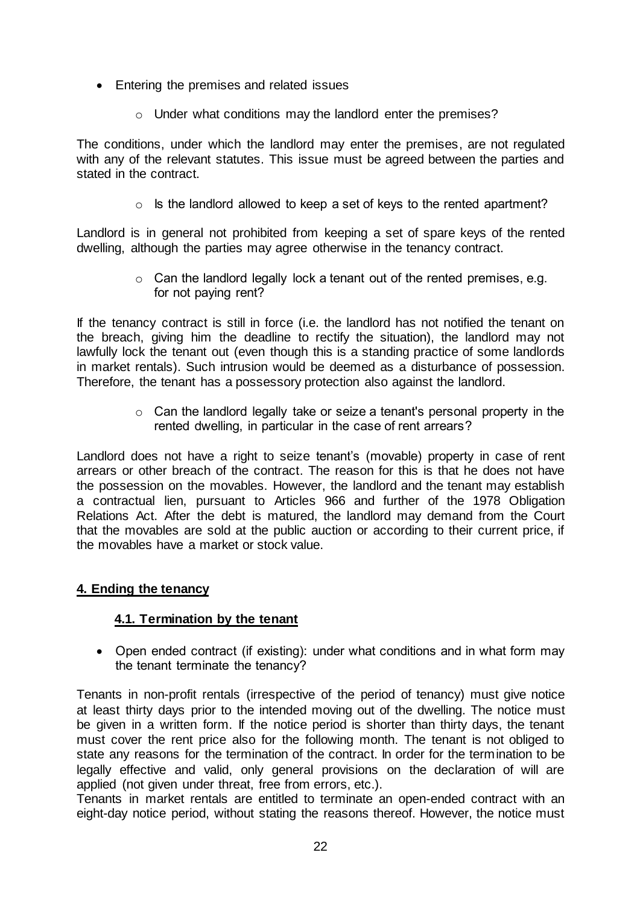- Entering the premises and related issues
  - Under what conditions may the landlord enter the premises?

The conditions, under which the landlord may enter the premises, are not regulated with any of the relevant statutes. This issue must be agreed between the parties and stated in the contract.

  - Is the landlord allowed to keep a set of keys to the rented apartment?

Landlord is in general not prohibited from keeping a set of spare keys of the rented dwelling, although the parties may agree otherwise in the tenancy contract.

  - Can the landlord legally lock a tenant out of the rented premises, e.g. for not paying rent?

If the tenancy contract is still in force (i.e. the landlord has not notified the tenant on the breach, giving him the deadline to rectify the situation), the landlord may not lawfully lock the tenant out (even though this is a standing practice of some landlords in market rentals). Such intrusion would be deemed as a disturbance of possession. Therefore, the tenant has a possessory protection also against the landlord.

  - Can the landlord legally take or seize a tenant's personal property in the rented dwelling, in particular in the case of rent arrears?

Landlord does not have a right to seize tenant's (movable) property in case of rent arrears or other breach of the contract. The reason for this is that he does not have the possession on the movables. However, the landlord and the tenant may establish a contractual lien, pursuant to Articles 966 and further of the 1978 Obligation Relations Act. After the debt is matured, the landlord may demand from the Court that the movables are sold at the public auction or according to their current price, if the movables have a market or stock value.

## 4. Ending the tenancy

### 4.1. Termination by the tenant

- Open ended contract (if existing): under what conditions and in what form may the tenant terminate the tenancy?

Tenants in non-profit rentals (irrespective of the period of tenancy) must give notice at least thirty days prior to the intended moving out of the dwelling. The notice must be given in a written form. If the notice period is shorter than thirty days, the tenant must cover the rent price also for the following month. The tenant is not obliged to state any reasons for the termination of the contract. In order for the termination to be legally effective and valid, only general provisions on the declaration of will are applied (not given under threat, free from errors, etc.).

Tenants in market rentals are entitled to terminate an open-ended contract with an eight-day notice period, without stating the reasons thereof. However, the notice must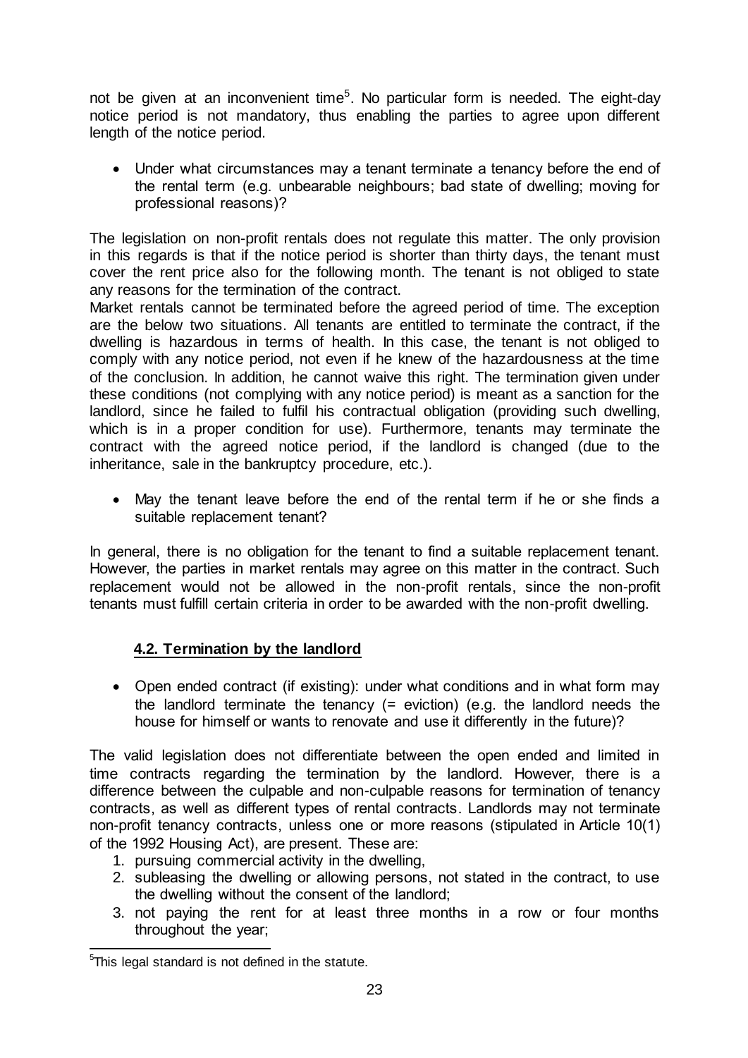not be given at an inconvenient time[5]. No particular form is needed. The eight-day notice period is not mandatory, thus enabling the parties to agree upon different length of the notice period.

- Under what circumstances may a tenant terminate a tenancy before the end of the rental term (e.g. unbearable neighbours; bad state of dwelling; moving for professional reasons)?

The legislation on non-profit rentals does not regulate this matter. The only provision in this regards is that if the notice period is shorter than thirty days, the tenant must cover the rent price also for the following month. The tenant is not obliged to state any reasons for the termination of the contract.

Market rentals cannot be terminated before the agreed period of time. The exception are the below two situations. All tenants are entitled to terminate the contract, if the dwelling is hazardous in terms of health. In this case, the tenant is not obliged to comply with any notice period, not even if he knew of the hazardousness at the time of the conclusion. In addition, he cannot waive this right. The termination given under these conditions (not complying with any notice period) is meant as a sanction for the landlord, since he failed to fulfil his contractual obligation (providing such dwelling, which is in a proper condition for use). Furthermore, tenants may terminate the contract with the agreed notice period, if the landlord is changed (due to the inheritance, sale in the bankruptcy procedure, etc.).

- May the tenant leave before the end of the rental term if he or she finds a suitable replacement tenant?

In general, there is no obligation for the tenant to find a suitable replacement tenant. However, the parties in market rentals may agree on this matter in the contract. Such replacement would not be allowed in the non-profit rentals, since the non-profit tenants must fulfill certain criteria in order to be awarded with the non-profit dwelling.

### 4.2. Termination by the landlord

- Open ended contract (if existing): under what conditions and in what form may the landlord terminate the tenancy (= eviction) (e.g. the landlord needs the house for himself or wants to renovate and use it differently in the future)?

The valid legislation does not differentiate between the open ended and limited in time contracts regarding the termination by the landlord. However, there is a difference between the culpable and non-culpable reasons for termination of tenancy contracts, as well as different types of rental contracts. Landlords may not terminate non-profit tenancy contracts, unless one or more reasons (stipulated in Article 10(1) of the 1992 Housing Act), are present. These are:

1. pursuing commercial activity in the dwelling,
2. subleasing the dwelling or allowing persons, not stated in the contract, to use the dwelling without the consent of the landlord;
3. not paying the rent for at least three months in a row or four months throughout the year;

[5] This legal standard is not defined in the statute.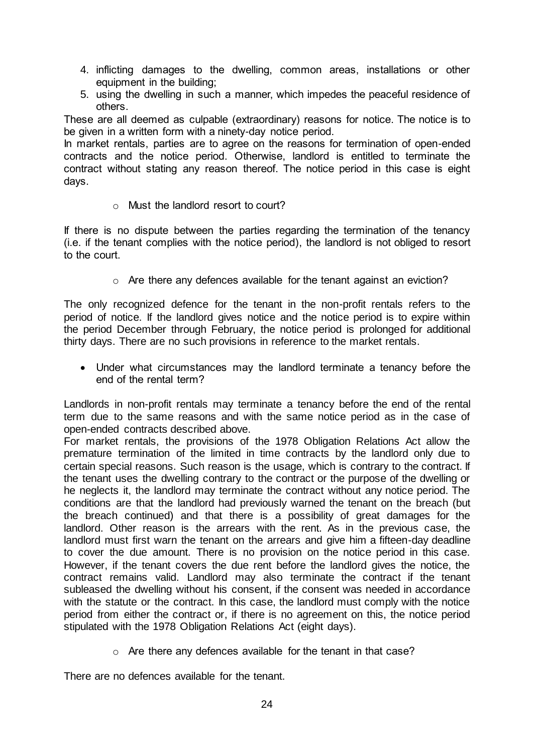4. inflicting damages to the dwelling, common areas, installations or other equipment in the building;
5. using the dwelling in such a manner, which impedes the peaceful residence of others.

These are all deemed as culpable (extraordinary) reasons for notice. The notice is to be given in a written form with a ninety-day notice period.

In market rentals, parties are to agree on the reasons for termination of open-ended contracts and the notice period. Otherwise, landlord is entitled to terminate the contract without stating any reason thereof. The notice period in this case is eight days.

- Must the landlord resort to court?

If there is no dispute between the parties regarding the termination of the tenancy (i.e. if the tenant complies with the notice period), the landlord is not obliged to resort to the court.

- Are there any defences available for the tenant against an eviction?

The only recognized defence for the tenant in the non-profit rentals refers to the period of notice. If the landlord gives notice and the notice period is to expire within the period December through February, the notice period is prolonged for additional thirty days. There are no such provisions in reference to the market rentals.

- Under what circumstances may the landlord terminate a tenancy before the end of the rental term?

Landlords in non-profit rentals may terminate a tenancy before the end of the rental term due to the same reasons and with the same notice period as in the case of open-ended contracts described above.

For market rentals, the provisions of the 1978 Obligation Relations Act allow the premature termination of the limited in time contracts by the landlord only due to certain special reasons. Such reason is the usage, which is contrary to the contract. If the tenant uses the dwelling contrary to the contract or the purpose of the dwelling or he neglects it, the landlord may terminate the contract without any notice period. The conditions are that the landlord had previously warned the tenant on the breach (but the breach continued) and that there is a possibility of great damages for the landlord. Other reason is the arrears with the rent. As in the previous case, the landlord must first warn the tenant on the arrears and give him a fifteen-day deadline to cover the due amount. There is no provision on the notice period in this case. However, if the tenant covers the due rent before the landlord gives the notice, the contract remains valid. Landlord may also terminate the contract if the tenant subleased the dwelling without his consent, if the consent was needed in accordance with the statute or the contract. In this case, the landlord must comply with the notice period from either the contract or, if there is no agreement on this, the notice period stipulated with the 1978 Obligation Relations Act (eight days).

- Are there any defences available for the tenant in that case?

There are no defences available for the tenant.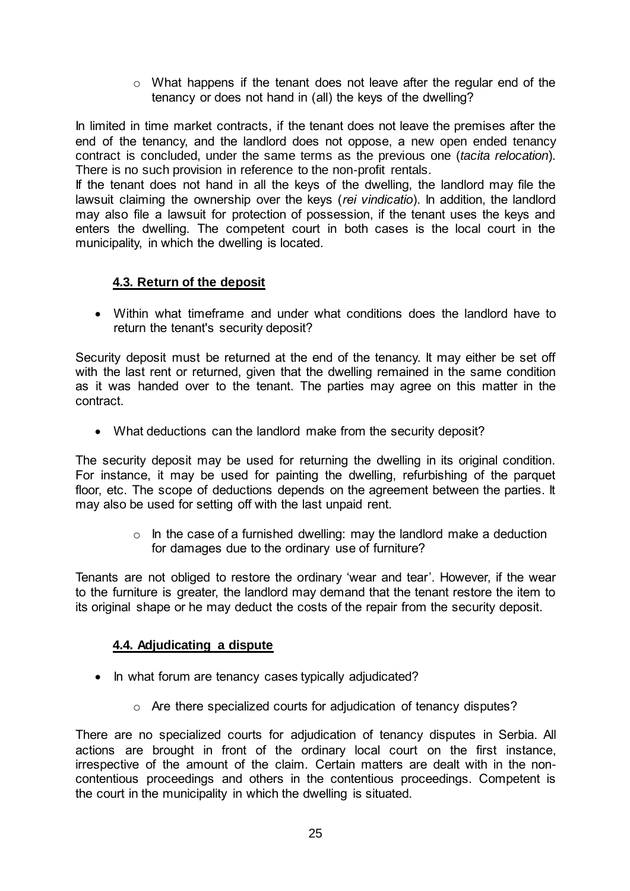- What happens if the tenant does not leave after the regular end of the tenancy or does not hand in (all) the keys of the dwelling?

In limited in time market contracts, if the tenant does not leave the premises after the end of the tenancy, and the landlord does not oppose, a new open ended tenancy contract is concluded, under the same terms as the previous one (*tacita relocation*). There is no such provision in reference to the non-profit rentals.

If the tenant does not hand in all the keys of the dwelling, the landlord may file the lawsuit claiming the ownership over the keys (*rei vindicatio*). In addition, the landlord may also file a lawsuit for protection of possession, if the tenant uses the keys and enters the dwelling. The competent court in both cases is the local court in the municipality, in which the dwelling is located.

### 4.3. Return of the deposit

- Within what timeframe and under what conditions does the landlord have to return the tenant's security deposit?

Security deposit must be returned at the end of the tenancy. It may either be set off with the last rent or returned, given that the dwelling remained in the same condition as it was handed over to the tenant. The parties may agree on this matter in the contract.

- What deductions can the landlord make from the security deposit?

The security deposit may be used for returning the dwelling in its original condition. For instance, it may be used for painting the dwelling, refurbishing of the parquet floor, etc. The scope of deductions depends on the agreement between the parties. It may also be used for setting off with the last unpaid rent.

  - In the case of a furnished dwelling: may the landlord make a deduction for damages due to the ordinary use of furniture?

Tenants are not obliged to restore the ordinary 'wear and tear'. However, if the wear to the furniture is greater, the landlord may demand that the tenant restore the item to its original shape or he may deduct the costs of the repair from the security deposit.

### 4.4. Adjudicating a dispute

- In what forum are tenancy cases typically adjudicated?
  - Are there specialized courts for adjudication of tenancy disputes?

There are no specialized courts for adjudication of tenancy disputes in Serbia. All actions are brought in front of the ordinary local court on the first instance, irrespective of the amount of the claim. Certain matters are dealt with in the non-contentious proceedings and others in the contentious proceedings. Competent is the court in the municipality in which the dwelling is situated.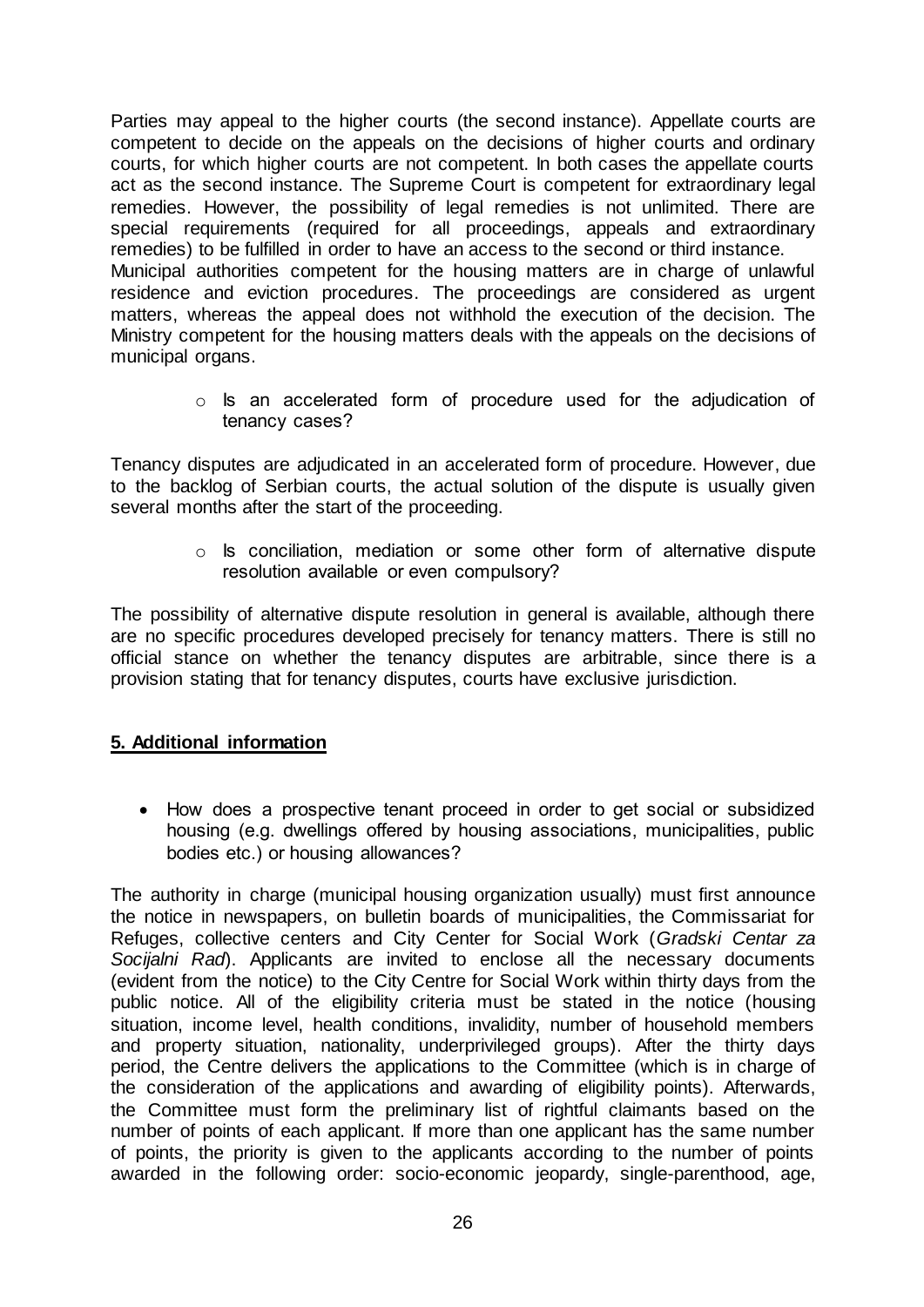Parties may appeal to the higher courts (the second instance). Appellate courts are competent to decide on the appeals on the decisions of higher courts and ordinary courts, for which higher courts are not competent. In both cases the appellate courts act as the second instance. The Supreme Court is competent for extraordinary legal remedies. However, the possibility of legal remedies is not unlimited. There are special requirements (required for all proceedings, appeals and extraordinary remedies) to be fulfilled in order to have an access to the second or third instance.
Municipal authorities competent for the housing matters are in charge of unlawful residence and eviction procedures. The proceedings are considered as urgent matters, whereas the appeal does not withhold the execution of the decision. The Ministry competent for the housing matters deals with the appeals on the decisions of municipal organs.

- Is an accelerated form of procedure used for the adjudication of tenancy cases?

Tenancy disputes are adjudicated in an accelerated form of procedure. However, due to the backlog of Serbian courts, the actual solution of the dispute is usually given several months after the start of the proceeding.

- Is conciliation, mediation or some other form of alternative dispute resolution available or even compulsory?

The possibility of alternative dispute resolution in general is available, although there are no specific procedures developed precisely for tenancy matters. There is still no official stance on whether the tenancy disputes are arbitrable, since there is a provision stating that for tenancy disputes, courts have exclusive jurisdiction.

## 5. Additional information

- How does a prospective tenant proceed in order to get social or subsidized housing (e.g. dwellings offered by housing associations, municipalities, public bodies etc.) or housing allowances?

The authority in charge (municipal housing organization usually) must first announce the notice in newspapers, on bulletin boards of municipalities, the Commissariat for Refuges, collective centers and City Center for Social Work (*Gradski Centar za Socijalni Rad*). Applicants are invited to enclose all the necessary documents (evident from the notice) to the City Centre for Social Work within thirty days from the public notice. All of the eligibility criteria must be stated in the notice (housing situation, income level, health conditions, invalidity, number of household members and property situation, nationality, underprivileged groups). After the thirty days period, the Centre delivers the applications to the Committee (which is in charge of the consideration of the applications and awarding of eligibility points). Afterwards, the Committee must form the preliminary list of rightful claimants based on the number of points of each applicant. If more than one applicant has the same number of points, the priority is given to the applicants according to the number of points awarded in the following order: socio-economic jeopardy, single-parenthood, age,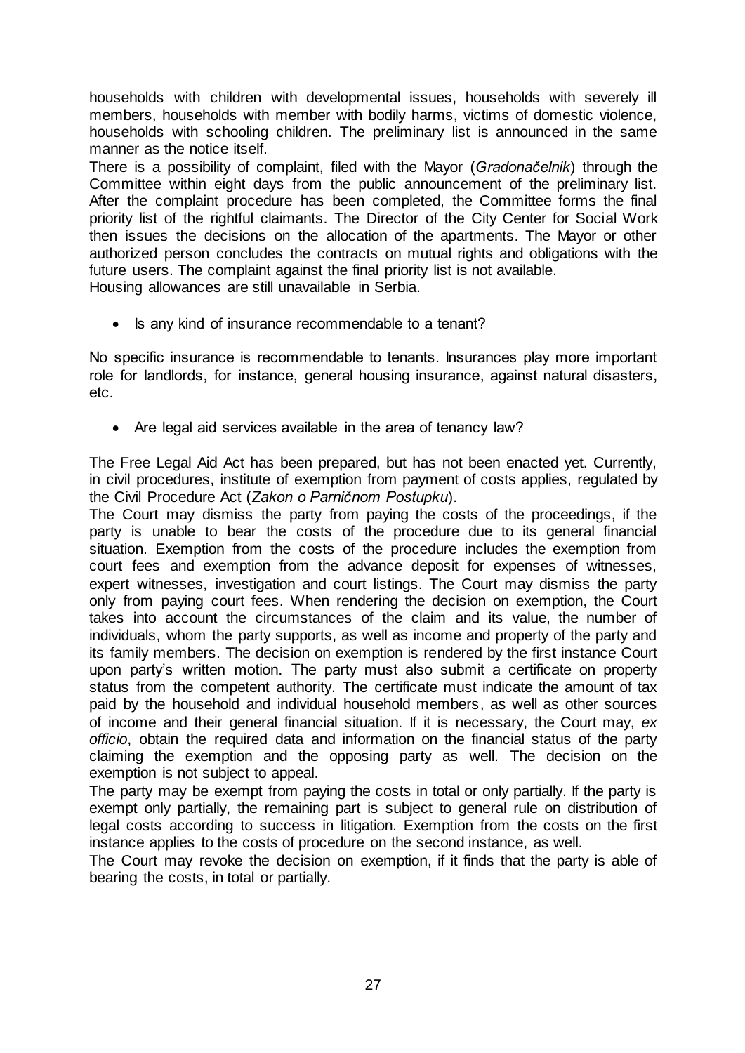households with children with developmental issues, households with severely ill members, households with member with bodily harms, victims of domestic violence, households with schooling children. The preliminary list is announced in the same manner as the notice itself.

There is a possibility of complaint, filed with the Mayor (*Gradonačelnik*) through the Committee within eight days from the public announcement of the preliminary list. After the complaint procedure has been completed, the Committee forms the final priority list of the rightful claimants. The Director of the City Center for Social Work then issues the decisions on the allocation of the apartments. The Mayor or other authorized person concludes the contracts on mutual rights and obligations with the future users. The complaint against the final priority list is not available.

Housing allowances are still unavailable in Serbia.

- Is any kind of insurance recommendable to a tenant?

No specific insurance is recommendable to tenants. Insurances play more important role for landlords, for instance, general housing insurance, against natural disasters, etc.

- Are legal aid services available in the area of tenancy law?

The Free Legal Aid Act has been prepared, but has not been enacted yet. Currently, in civil procedures, institute of exemption from payment of costs applies, regulated by the Civil Procedure Act (*Zakon o Parničnom Postupku*).

The Court may dismiss the party from paying the costs of the proceedings, if the party is unable to bear the costs of the procedure due to its general financial situation. Exemption from the costs of the procedure includes the exemption from court fees and exemption from the advance deposit for expenses of witnesses, expert witnesses, investigation and court listings. The Court may dismiss the party only from paying court fees. When rendering the decision on exemption, the Court takes into account the circumstances of the claim and its value, the number of individuals, whom the party supports, as well as income and property of the party and its family members. The decision on exemption is rendered by the first instance Court upon party's written motion. The party must also submit a certificate on property status from the competent authority. The certificate must indicate the amount of tax paid by the household and individual household members, as well as other sources of income and their general financial situation. If it is necessary, the Court may, *ex officio*, obtain the required data and information on the financial status of the party claiming the exemption and the opposing party as well. The decision on the exemption is not subject to appeal.

The party may be exempt from paying the costs in total or only partially. If the party is exempt only partially, the remaining part is subject to general rule on distribution of legal costs according to success in litigation. Exemption from the costs on the first instance applies to the costs of procedure on the second instance, as well.

The Court may revoke the decision on exemption, if it finds that the party is able of bearing the costs, in total or partially.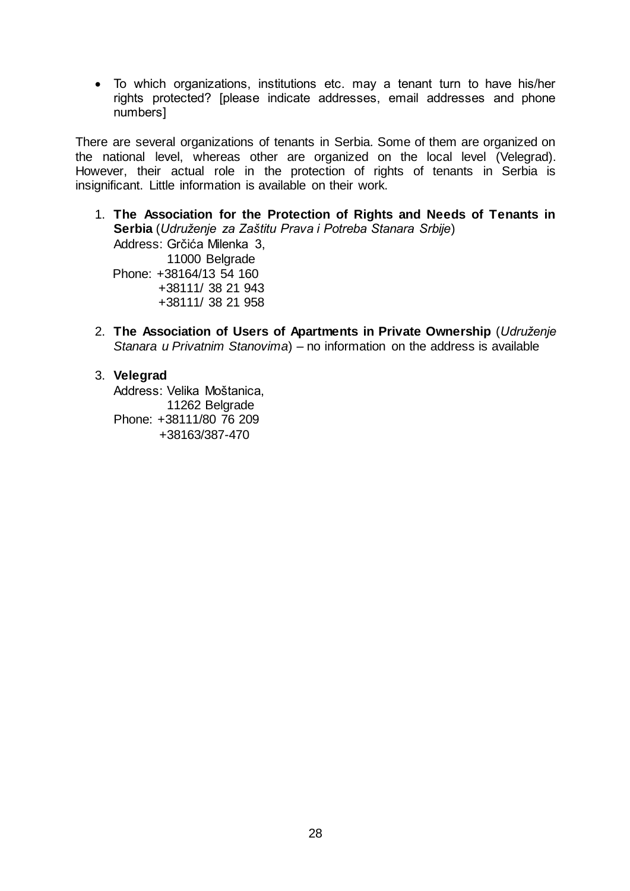- To which organizations, institutions etc. may a tenant turn to have his/her rights protected? [please indicate addresses, email addresses and phone numbers]

There are several organizations of tenants in Serbia. Some of them are organized on the national level, whereas other are organized on the local level (Velegrad). However, their actual role in the protection of rights of tenants in Serbia is insignificant. Little information is available on their work.

1. **The Association for the Protection of Rights and Needs of Tenants in Serbia** (*Udruženje za Zaštitu Prava i Potreba Stanara Srbije*)
   Address: Grčića Milenka 3,
   11000 Belgrade
   Phone: +38164/13 54 160
   +38111/ 38 21 943
   +38111/ 38 21 958

2. **The Association of Users of Apartments in Private Ownership** (*Udruženje Stanara u Privatnim Stanovima*) – no information on the address is available

3. **Velegrad**
   Address: Velika Moštanica,
   11262 Belgrade
   Phone: +38111/80 76 209
   +38163/387-470